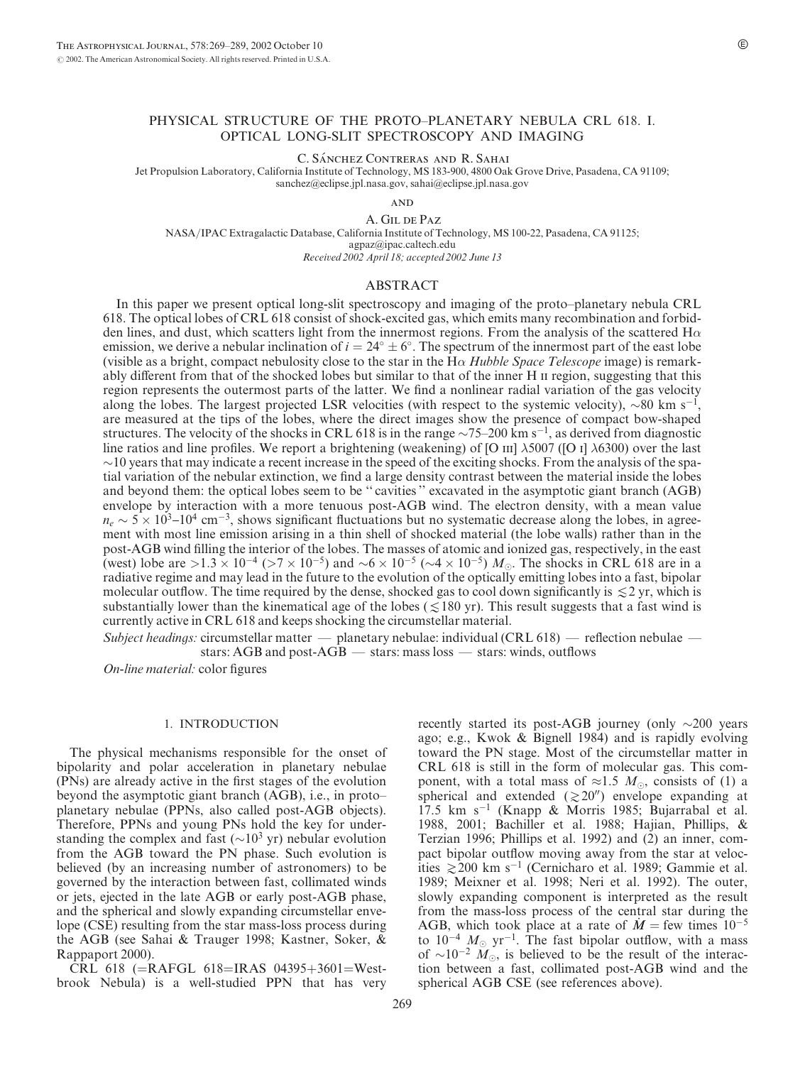# PHYSICAL STRUCTURE OF THE PROTO–PLANETARY NEBULA CRL 618. I. OPTICAL LONG-SLIT SPECTROSCOPY AND IMAGING

C. Sánchez Contreras and R. Sahai

Jet Propulsion Laboratory, California Institute of Technology, MS 183-900, 4800 Oak Grove Drive, Pasadena, CA 91109; sanchez@eclipse.jpl.nasa.gov, sahai@eclipse.jpl.nasa.gov

and

A. Gil de Paz

NASA/IPAC Extragalactic Database, California Institute of Technology, MS 100-22, Pasadena, CA 91125; agpaz@ipac.caltech.edu

*Received 2002 April 18; accepted 2002 June 13*

## ABSTRACT

In this paper we present optical long-slit spectroscopy and imaging of the proto–planetary nebula CRL 618. The optical lobes of CRL 618 consist of shock-excited gas, which emits many recombination and forbidden lines, and dust, which scatters light from the innermost regions. From the analysis of the scattered H$\alpha$ emission, we derive a nebular inclination of $i = 24° \pm 6°$. The spectrum of the innermost part of the east lobe (visible as a bright, compact nebulosity close to the star in the H$\alpha$ *Hubble Space Telescope* image) is remarkably different from that of the shocked lobes but similar to that of the inner H II region, suggesting that this region represents the outermost parts of the latter. We find a nonlinear radial variation of the gas velocity along the lobes. The largest projected LSR velocities (with respect to the systemic velocity), $\sim$80 km s$^{-1}$, are measured at the tips of the lobes, where the direct images show the presence of compact bow-shaped structures. The velocity of the shocks in CRL 618 is in the range $\sim$75–200 km s$^{-1}$, as derived from diagnostic line ratios and line profiles. We report a brightening (weakening) of [O III] $\lambda$5007 ([O I] $\lambda$6300) over the last $\sim$10 years that may indicate a recent increase in the speed of the exciting shocks. From the analysis of the spatial variation of the nebular extinction, we find a large density contrast between the material inside the lobes and beyond them: the optical lobes seem to be "cavities" excavated in the asymptotic giant branch (AGB) envelope by interaction with a more tenuous post-AGB wind. The electron density, with a mean value $n_e \sim 5 \times 10^3$–$10^4$ cm$^{-3}$, shows significant fluctuations but no systematic decrease along the lobes, in agreement with most line emission arising in a thin shell of shocked material (the lobe walls) rather than in the post-AGB wind filling the interior of the lobes. The masses of atomic and ionized gas, respectively, in the east (west) lobe are $>1.3 \times 10^{-4}$ ($>7 \times 10^{-5}$) and $\sim 6 \times 10^{-5}$ ($\sim 4 \times 10^{-5}$) $M_\odot$. The shocks in CRL 618 are in a radiative regime and may lead in the future to the evolution of the optically emitting lobes into a fast, bipolar molecular outflow. The time required by the dense, shocked gas to cool down significantly is $\lesssim$2 yr, which is substantially lower than the kinematical age of the lobes ($\lesssim$180 yr). This result suggests that a fast wind is currently active in CRL 618 and keeps shocking the circumstellar material.

*Subject headings:* circumstellar matter — planetary nebulae: individual (CRL 618) — reflection nebulae — stars: AGB and post-AGB — stars: mass loss — stars: winds, outflows

*On-line material:* color figures

## 1. INTRODUCTION

The physical mechanisms responsible for the onset of bipolarity and polar acceleration in planetary nebulae (PNs) are already active in the first stages of the evolution beyond the asymptotic giant branch (AGB), i.e., in proto–planetary nebulae (PPNs, also called post-AGB objects). Therefore, PPNs and young PNs hold the key for understanding the complex and fast ($\sim$10$^3$ yr) nebular evolution from the AGB toward the PN phase. Such evolution is believed (by an increasing number of astronomers) to be governed by the interaction between fast, collimated winds or jets, ejected in the late AGB or early post-AGB phase, and the spherical and slowly expanding circumstellar envelope (CSE) resulting from the star mass-loss process during the AGB (see Sahai & Trauger 1998; Kastner, Soker, & Rappaport 2000).

CRL 618 (=RAFGL 618=IRAS 04395+3601=Westbrook Nebula) is a well-studied PPN that has very recently started its post-AGB journey (only $\sim$200 years ago; e.g., Kwok & Bignell 1984) and is rapidly evolving toward the PN stage. Most of the circumstellar matter in CRL 618 is still in the form of molecular gas. This component, with a total mass of $\approx$1.5 $M_\odot$, consists of (1) a spherical and extended ($\gtrsim$20″) envelope expanding at 17.5 km s$^{-1}$ (Knapp & Morris 1985; Bujarrabal et al. 1988, 2001; Bachiller et al. 1988; Hajian, Phillips, & Terzian 1996; Phillips et al. 1992) and (2) an inner, compact bipolar outflow moving away from the star at velocities $\gtrsim$200 km s$^{-1}$ (Cernicharo et al. 1989; Gammie et al. 1989; Meixner et al. 1998; Neri et al. 1992). The outer, slowly expanding component is interpreted as the result from the mass-loss process of the central star during the AGB, which took place at a rate of $\dot{M}$ = few times $10^{-5}$ to $10^{-4}$ $M_\odot$ yr$^{-1}$. The fast bipolar outflow, with a mass of $\sim$10$^{-2}$ $M_\odot$, is believed to be the result of the interaction between a fast, collimated post-AGB wind and the spherical AGB CSE (see references above).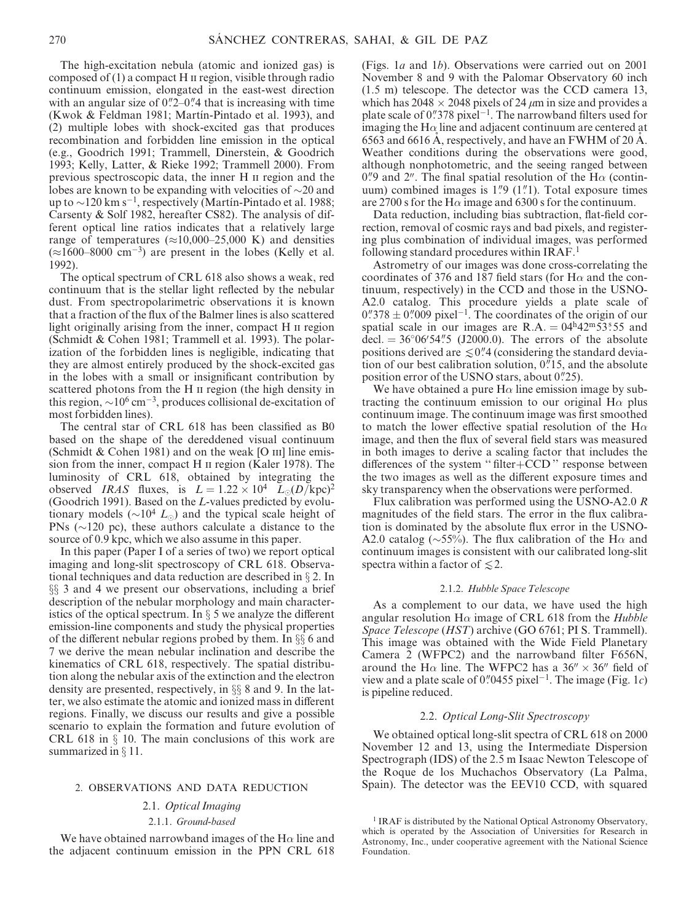The high-excitation nebula (atomic and ionized gas) is composed of (1) a compact H II region, visible through radio continuum emission, elongated in the east-west direction with an angular size of 0".2–0".4 that is increasing with time (Kwok & Feldman 1981; Martín-Pintado et al. 1993), and (2) multiple lobes with shock-excited gas that produces recombination and forbidden line emission in the optical (e.g., Goodrich 1991; Trammell, Dinerstein, & Goodrich 1993; Kelly, Latter, & Rieke 1992; Trammell 2000). From previous spectroscopic data, the inner H II region and the lobes are known to be expanding with velocities of ~20 and up to ~120 km $s^{-1}$, respectively (Martín-Pintado et al. 1988; Carsenty & Solf 1982, hereafter CS82). The analysis of different optical line ratios indicates that a relatively large range of temperatures (≈10,000–25,000 K) and densities (≈1600–8000 $cm^{-3}$) are present in the lobes (Kelly et al. 1992).

The optical spectrum of CRL 618 also shows a weak, red continuum that is the stellar light reflected by the nebular dust. From spectropolarimetric observations it is known that a fraction of the flux of the Balmer lines is also scattered light originally arising from the inner, compact H II region (Schmidt & Cohen 1981; Trammell et al. 1993). The polarization of the forbidden lines is negligible, indicating that they are almost entirely produced by the shock-excited gas in the lobes with a small or insignificant contribution by scattered photons from the H II region (the high density in this region, $\sim 10^6$ $cm^{-3}$, produces collisional de-excitation of most forbidden lines).

The central star of CRL 618 has been classified as B0 based on the shape of the dereddened visual continuum (Schmidt & Cohen 1981) and on the weak [O III] line emission from the inner, compact H II region (Kaler 1978). The luminosity of CRL 618, obtained by integrating the observed *IRAS* fluxes, is $L = 1.22 \times 10^4$ $L_\odot (D/\mathrm{kpc})^2$ (Goodrich 1991). Based on the *L*-values predicted by evolutionary models ($\sim 10^4$ $L_\odot$) and the typical scale height of PNs (~120 pc), these authors calculate a distance to the source of 0.9 kpc, which we also assume in this paper.

In this paper (Paper I of a series of two) we report optical imaging and long-slit spectroscopy of CRL 618. Observational techniques and data reduction are described in § 2. In §§ 3 and 4 we present our observations, including a brief description of the nebular morphology and main characteristics of the optical spectrum. In § 5 we analyze the different emission-line components and study the physical properties of the different nebular regions probed by them. In §§ 6 and 7 we derive the mean nebular inclination and describe the kinematics of CRL 618, respectively. The spatial distribution along the nebular axis of the extinction and the electron density are presented, respectively, in §§ 8 and 9. In the latter, we also estimate the atomic and ionized mass in different regions. Finally, we discuss our results and give a possible scenario to explain the formation and future evolution of CRL 618 in § 10. The main conclusions of this work are summarized in § 11.

## 2. OBSERVATIONS AND DATA REDUCTION

### 2.1. *Optical Imaging*

#### 2.1.1. *Ground-based*

We have obtained narrowband images of the Hα line and the adjacent continuum emission in the PPN CRL 618 (Figs. 1*a* and 1*b*). Observations were carried out on 2001 November 8 and 9 with the Palomar Observatory 60 inch (1.5 m) telescope. The detector was the CCD camera 13, which has 2048 × 2048 pixels of 24 μm in size and provides a plate scale of 0".378 $\mathrm{pixel}^{-1}$. The narrowband filters used for imaging the Hα line and adjacent continuum are centered at 6563 and 6616 Å, respectively, and have an FWHM of 20 Å. Weather conditions during the observations were good, although nonphotometric, and the seeing ranged between 0".9 and 2". The final spatial resolution of the Hα (continuum) combined images is 1".9 (1".1). Total exposure times are 2700 s for the Hα image and 6300 s for the continuum.

Data reduction, including bias subtraction, flat-field correction, removal of cosmic rays and bad pixels, and registering plus combination of individual images, was performed following standard procedures within IRAF.[1]

Astrometry of our images was done cross-correlating the coordinates of 376 and 187 field stars (for Hα and the continuum, respectively) in the CCD and those in the USNO-A2.0 catalog. This procedure yields a plate scale of 0".378 ± 0".009 $\mathrm{pixel}^{-1}$. The coordinates of the origin of our spatial scale in our images are R.A. = 04ʰ42ᵐ53ˢ.55 and decl. = 36°06'54".5 (J2000.0). The errors of the absolute positions derived are ≲0".4 (considering the standard deviation of our best calibration solution, 0".15, and the absolute position error of the USNO stars, about 0".25).

We have obtained a pure Hα line emission image by subtracting the continuum emission to our original Hα plus continuum image. The continuum image was first smoothed to match the lower effective spatial resolution of the Hα image, and then the flux of several field stars was measured in both images to derive a scaling factor that includes the differences of the system "filter+CCD" response between the two images as well as the different exposure times and sky transparency when the observations were performed.

Flux calibration was performed using the USNO-A2.0 *R* magnitudes of the field stars. The error in the flux calibration is dominated by the absolute flux error in the USNO-A2.0 catalog (~55%). The flux calibration of the Hα and continuum images is consistent with our calibrated long-slit spectra within a factor of ≲2.

#### 2.1.2. *Hubble Space Telescope*

As a complement to our data, we have used the high angular resolution Hα image of CRL 618 from the *Hubble Space Telescope* (*HST*) archive (GO 6761; PI S. Trammell). This image was obtained with the Wide Field Planetary Camera 2 (WFPC2) and the narrowband filter F656N, around the Hα line. The WFPC2 has a 36" × 36" field of view and a plate scale of 0".0455 $\mathrm{pixel}^{-1}$. The image (Fig. 1*c*) is pipeline reduced.

### 2.2. *Optical Long-Slit Spectroscopy*

We obtained optical long-slit spectra of CRL 618 on 2000 November 12 and 13, using the Intermediate Dispersion Spectrograph (IDS) of the 2.5 m Isaac Newton Telescope of the Roque de los Muchachos Observatory (La Palma, Spain). The detector was the EEV10 CCD, with squared

[1] IRAF is distributed by the National Optical Astronomy Observatory, which is operated by the Association of Universities for Research in Astronomy, Inc., under cooperative agreement with the National Science Foundation.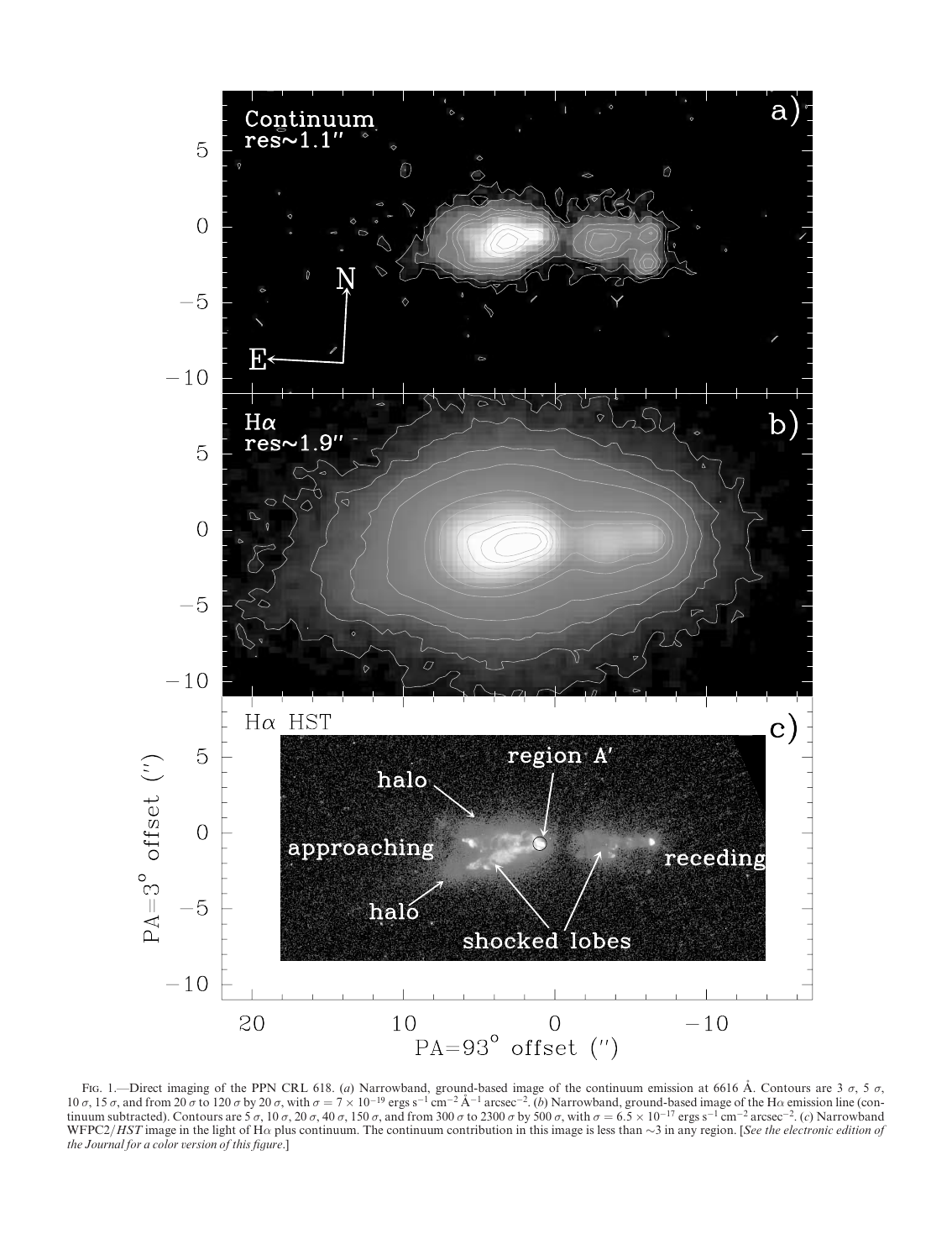Fig. 1.—Direct imaging of the PPN CRL 618. (*a*) Narrowband, ground-based image of the continuum emission at 6616 Å. Contours are 3 $\sigma$, 5 $\sigma$, 10 $\sigma$, 15 $\sigma$, and from 20 $\sigma$ to 120 $\sigma$ by 20 $\sigma$, with $\sigma = 7 \times 10^{-19}$ ergs s$^{-1}$ cm$^{-2}$ Å$^{-1}$ arcsec$^{-2}$. (*b*) Narrowband, ground-based image of the H$\alpha$ emission line (continuum subtracted). Contours are 5 $\sigma$, 10 $\sigma$, 20 $\sigma$, 40 $\sigma$, 150 $\sigma$, and from 300 $\sigma$ to 2300 $\sigma$ by 500 $\sigma$, with $\sigma = 6.5 \times 10^{-17}$ ergs s$^{-1}$ cm$^{-2}$ arcsec$^{-2}$. (*c*) Narrowband WFPC2/*HST* image in the light of H$\alpha$ plus continuum. The continuum contribution in this image is less than ~3 in any region. [*See the electronic edition of the Journal for a color version of this figure.*]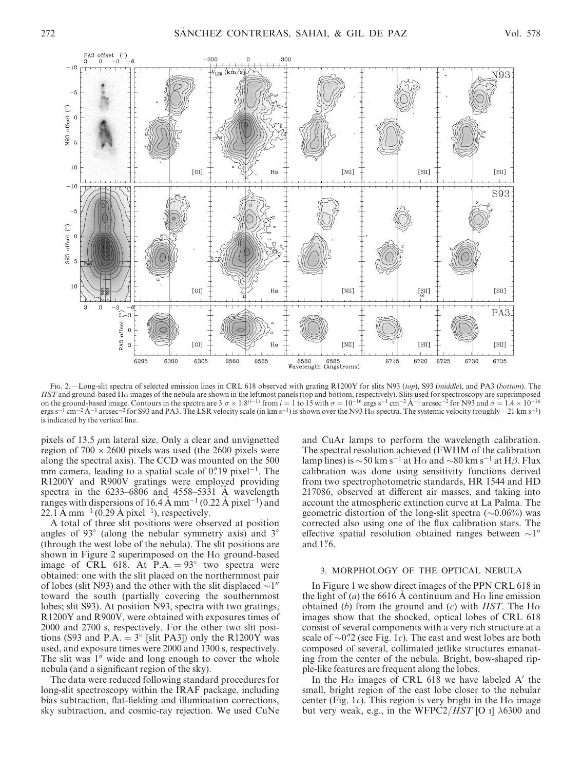FIG. 2.—Long-slit spectra of selected emission lines in CRL 618 observed with grating R1200Y for slits N93 (*top*), S93 (*middle*), and PA3 (*bottom*). The *HST* and ground-based Hα images of the nebula are shown in the leftmost panels (top and bottom, respectively). Slits used for spectroscopy are superimposed on the ground-based image. Contours in the spectra are $3\ \sigma \times 1.8^{(i-1)}$ from $i = 1$ to 15 with $\sigma = 10^{-16}$ ergs s$^{-1}$ cm$^{-2}$ Å$^{-1}$ arcsec$^{-2}$ for N93 and $\sigma = 1.4 \times 10^{-16}$ ergs s$^{-1}$ cm$^{-2}$ Å$^{-1}$ arcsec$^{-2}$ for S93 and PA3. The LSR velocity scale (in km s$^{-1}$) is shown over the N93 Hα spectra. The systemic velocity (roughly −21 km s$^{-1}$) is indicated by the vertical line.

pixels of 13.5 μm lateral size. Only a clear and unvignetted region of 700 × 2600 pixels was used (the 2600 pixels were along the spectral axis). The CCD was mounted on the 500 mm camera, leading to a spatial scale of 0."19 pixel$^{-1}$. The R1200Y and R900V gratings were employed providing spectra in the 6233–6806 and 4558–5331 Å wavelength ranges with dispersions of 16.4 Å mm$^{-1}$ (0.22 Å pixel$^{-1}$) and 22.1 Å mm$^{-1}$ (0.29 Å pixel$^{-1}$), respectively.

A total of three slit positions were observed at position angles of 93° (along the nebular symmetry axis) and 3° (through the west lobe of the nebula). The slit positions are shown in Figure 2 superimposed on the Hα ground-based image of CRL 618. At P.A. = 93° two spectra were obtained: one with the slit placed on the northernmost pair of lobes (slit N93) and the other with the slit displaced ~1" toward the south (partially covering the southernmost lobes; slit S93). At position N93, spectra with two gratings, R1200Y and R900V, were obtained with exposures times of 2000 and 2700 s, respectively. For the other two slit positions (S93 and P.A. = 3° [slit PA3]) only the R1200Y was used, and exposure times were 2000 and 1300 s, respectively. The slit was 1" wide and long enough to cover the whole nebula (and a significant region of the sky).

The data were reduced following standard procedures for long-slit spectroscopy within the IRAF package, including bias subtraction, flat-fielding and illumination corrections, sky subtraction, and cosmic-ray rejection. We used CuNe and CuAr lamps to perform the wavelength calibration. The spectral resolution achieved (FWHM of the calibration lamp lines) is ~50 km s$^{-1}$ at Hα and ~80 km s$^{-1}$ at Hβ. Flux calibration was done using sensitivity functions derived from two spectrophotometric standards, HR 1544 and HD 217086, observed at different air masses, and taking into account the atmospheric extinction curve at La Palma. The geometric distortion of the long-slit spectra (~0.06%) was corrected also using one of the flux calibration stars. The effective spatial resolution obtained ranges between ~1" and 1."6.

## 3. MORPHOLOGY OF THE OPTICAL NEBULA

In Figure 1 we show direct images of the PPN CRL 618 in the light of (*a*) the 6616 Å continuum and Hα line emission obtained (*b*) from the ground and (*c*) with *HST*. The Hα images show that the shocked, optical lobes of CRL 618 consist of several components with a very rich structure at a scale of ~0."2 (see Fig. 1*c*). The east and west lobes are both composed of several, collimated jetlike structures emanating from the center of the nebula. Bright, bow-shaped ripple-like features are frequent along the lobes.

In the Hα images of CRL 618 we have labeled A' the small, bright region of the east lobe closer to the nebular center (Fig. 1*c*). This region is very bright in the Hα image but very weak, e.g., in the WFPC2/*HST* [O I] λ6300 and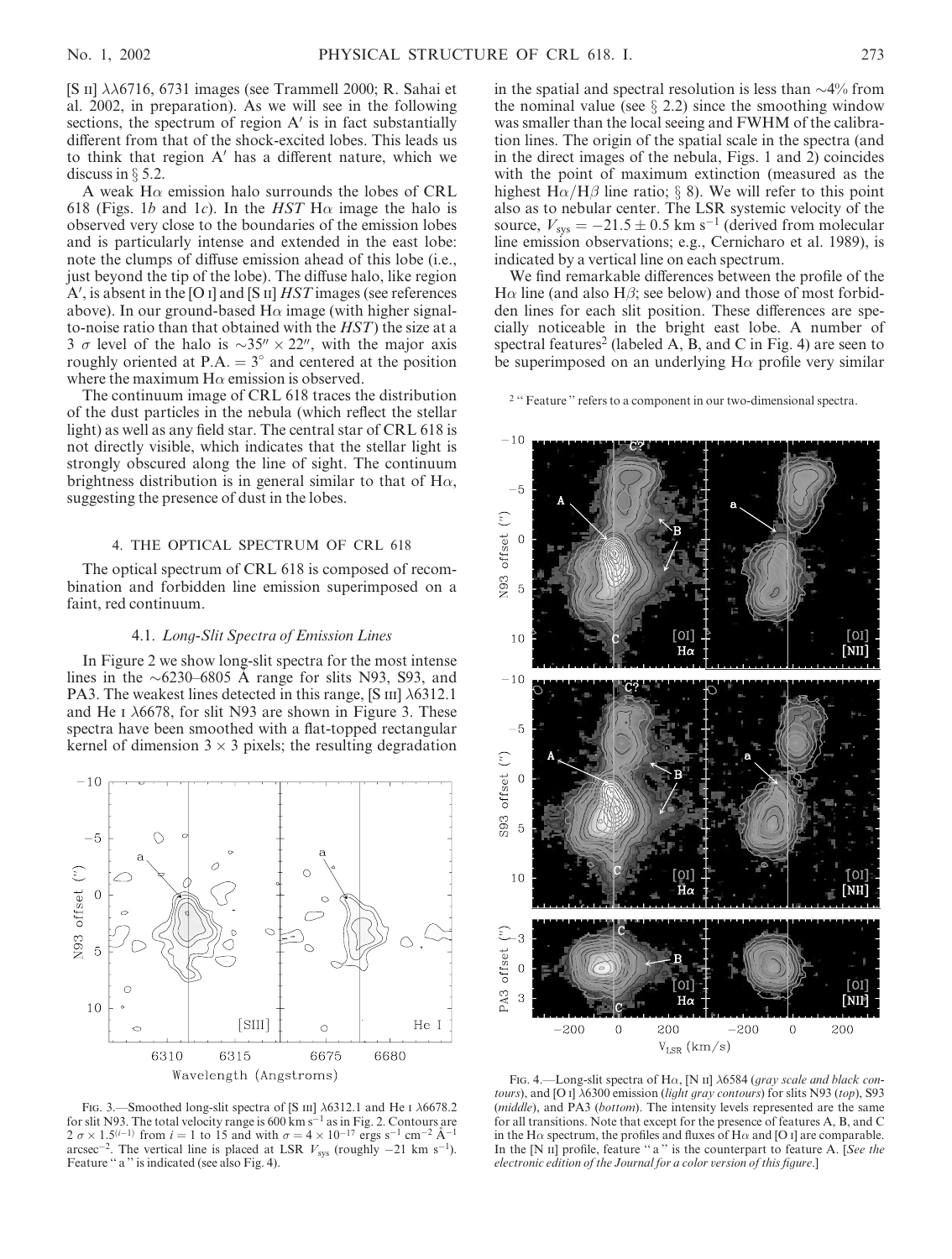[S II] λλ6716, 6731 images (see Trammell 2000; R. Sahai et al. 2002, in preparation). As we will see in the following sections, the spectrum of region A′ is in fact substantially different from that of the shock-excited lobes. This leads us to think that region A′ has a different nature, which we discuss in § 5.2.

A weak Hα emission halo surrounds the lobes of CRL 618 (Figs. 1*b* and 1*c*). In the *HST* Hα image the halo is observed very close to the boundaries of the emission lobes and is particularly intense and extended in the east lobe: note the clumps of diffuse emission ahead of this lobe (i.e., just beyond the tip of the lobe). The diffuse halo, like region A′, is absent in the [O I] and [S II] *HST* images (see references above). In our ground-based Hα image (with higher signal-to-noise ratio than that obtained with the *HST*) the size at a 3 σ level of the halo is ∼35″ × 22″, with the major axis roughly oriented at P.A. = 3° and centered at the position where the maximum Hα emission is observed.

The continuum image of CRL 618 traces the distribution of the dust particles in the nebula (which reflect the stellar light) as well as any field star. The central star of CRL 618 is not directly visible, which indicates that the stellar light is strongly obscured along the line of sight. The continuum brightness distribution is in general similar to that of Hα, suggesting the presence of dust in the lobes.

## 4. THE OPTICAL SPECTRUM OF CRL 618

The optical spectrum of CRL 618 is composed of recombination and forbidden line emission superimposed on a faint, red continuum.

### 4.1. *Long-Slit Spectra of Emission Lines*

In Figure 2 we show long-slit spectra for the most intense lines in the ∼6230–6805 Å range for slits N93, S93, and PA3. The weakest lines detected in this range, [S III] λ6312.1 and He I λ6678, for slit N93 are shown in Figure 3. These spectra have been smoothed with a flat-topped rectangular kernel of dimension 3 × 3 pixels; the resulting degradation in the spatial and spectral resolution is less than ∼4% from the nominal value (see § 2.2) since the smoothing window was smaller than the local seeing and FWHM of the calibration lines. The origin of the spatial scale in the spectra (and in the direct images of the nebula, Figs. 1 and 2) coincides with the point of maximum extinction (measured as the highest Hα/Hβ line ratio; § 8). We will refer to this point also as to nebular center. The LSR systemic velocity of the source, $V_{\rm sys} = -21.5 \pm 0.5$ km s$^{-1}$ (derived from molecular line emission observations; e.g., Cernicharo et al. 1989), is indicated by a vertical line on each spectrum.

We find remarkable differences between the profile of the Hα line (and also Hβ; see below) and those of most forbidden lines for each slit position. These differences are specially noticeable in the bright east lobe. A number of spectral features[2] (labeled A, B, and C in Fig. 4) are seen to be superimposed on an underlying Hα profile very similar

[2] " Feature " refers to a component in our two-dimensional spectra.

FIG. 3.—Smoothed long-slit spectra of [S III] λ6312.1 and He I λ6678.2 for slit N93. The total velocity range is 600 km s$^{-1}$ as in Fig. 2. Contours are $2\,\sigma \times 1.5^{(i-1)}$ from $i = 1$ to 15 and with $\sigma = 4 \times 10^{-17}$ ergs s$^{-1}$ cm$^{-2}$ Å$^{-1}$ arcsec$^{-2}$. The vertical line is placed at LSR $V_{\rm sys}$ (roughly −21 km s$^{-1}$). Feature " a " is indicated (see also Fig. 4).

FIG. 4.—Long-slit spectra of Hα, [N II] λ6584 (*gray scale and black contours*), and [O I] λ6300 emission (*light gray contours*) for slits N93 (*top*), S93 (*middle*), and PA3 (*bottom*). The intensity levels represented are the same for all transitions. Note that except for the presence of features A, B, and C in the Hα spectrum, the profiles and fluxes of Hα and [O I] are comparable. In the [N II] profile, feature " a " is the counterpart to feature A. [*See the electronic edition of the Journal for a color version of this figure.*]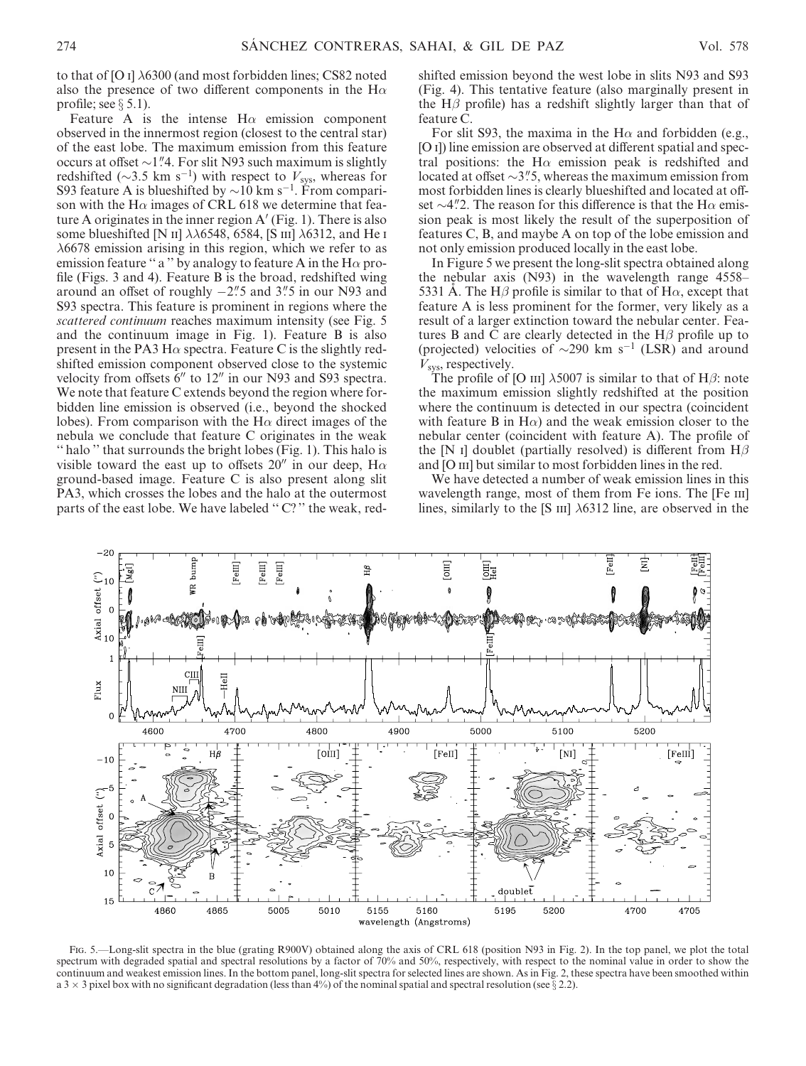to that of [O I] $\lambda$6300 (and most forbidden lines; CS82 noted also the presence of two different components in the H$\alpha$ profile; see § 5.1).

Feature A is the intense H$\alpha$ emission component observed in the innermost region (closest to the central star) of the east lobe. The maximum emission from this feature occurs at offset $\sim$1″.4. For slit N93 such maximum is slightly redshifted ($\sim$3.5 km s$^{-1}$) with respect to $V_{\rm sys}$, whereas for S93 feature A is blueshifted by $\sim$10 km s$^{-1}$. From comparison with the H$\alpha$ images of CRL 618 we determine that feature A originates in the inner region A′ (Fig. 1). There is also some blueshifted [N II] $\lambda\lambda$6548, 6584, [S III] $\lambda$6312, and He I $\lambda$6678 emission arising in this region, which we refer to as emission feature "a" by analogy to feature A in the H$\alpha$ profile (Figs. 3 and 4). Feature B is the broad, redshifted wing around an offset of roughly $-$2″.5 and 3″.5 in our N93 and S93 spectra. This feature is prominent in regions where the *scattered continuum* reaches maximum intensity (see Fig. 5 and the continuum image in Fig. 1). Feature B is also present in the PA3 H$\alpha$ spectra. Feature C is the slightly redshifted emission component observed close to the systemic velocity from offsets 6″ to 12″ in our N93 and S93 spectra. We note that feature C extends beyond the region where forbidden line emission is observed (i.e., beyond the shocked lobes). From comparison with the H$\alpha$ direct images of the nebula we conclude that feature C originates in the weak "halo" that surrounds the bright lobes (Fig. 1). This halo is visible toward the east up to offsets 20″ in our deep, H$\alpha$ ground-based image. Feature C is also present along slit PA3, which crosses the lobes and the halo at the outermost parts of the east lobe. We have labeled "C?" the weak, redshifted emission beyond the west lobe in slits N93 and S93 (Fig. 4). This tentative feature (also marginally present in the H$\beta$ profile) has a redshift slightly larger than that of feature C.

For slit S93, the maxima in the H$\alpha$ and forbidden (e.g., [O I]) line emission are observed at different spatial and spectral positions: the H$\alpha$ emission peak is redshifted and located at offset $\sim$3″.5, whereas the maximum emission from most forbidden lines is clearly blueshifted and located at offset $\sim$4″.2. The reason for this difference is that the H$\alpha$ emission peak is most likely the result of the superposition of features C, B, and maybe A on top of the lobe emission and not only emission produced locally in the east lobe.

In Figure 5 we present the long-slit spectra obtained along the nebular axis (N93) in the wavelength range 4558–5331 Å. The H$\beta$ profile is similar to that of H$\alpha$, except that feature A is less prominent for the former, very likely as a result of a larger extinction toward the nebular center. Features B and C are clearly detected in the H$\beta$ profile up to (projected) velocities of $\sim$290 km s$^{-1}$ (LSR) and around $V_{\rm sys}$, respectively.

The profile of [O III] $\lambda$5007 is similar to that of H$\beta$: note the maximum emission slightly redshifted at the position where the continuum is detected in our spectra (coincident with feature B in H$\alpha$) and the weak emission closer to the nebular center (coincident with feature A). The profile of the [N I] doublet (partially resolved) is different from H$\beta$ and [O III] but similar to most forbidden lines in the red.

We have detected a number of weak emission lines in this wavelength range, most of them from Fe ions. The [Fe III] lines, similarly to the [S III] $\lambda$6312 line, are observed in the

Fig. 5.—Long-slit spectra in the blue (grating R900V) obtained along the axis of CRL 618 (position N93 in Fig. 2). In the top panel, we plot the total spectrum with degraded spatial and spectral resolutions by a factor of 70% and 50%, respectively, with respect to the nominal value in order to show the continuum and weakest emission lines. In the bottom panel, long-slit spectra for selected lines are shown. As in Fig. 2, these spectra have been smoothed within a 3 × 3 pixel box with no significant degradation (less than 4%) of the nominal spatial and spectral resolution (see § 2.2).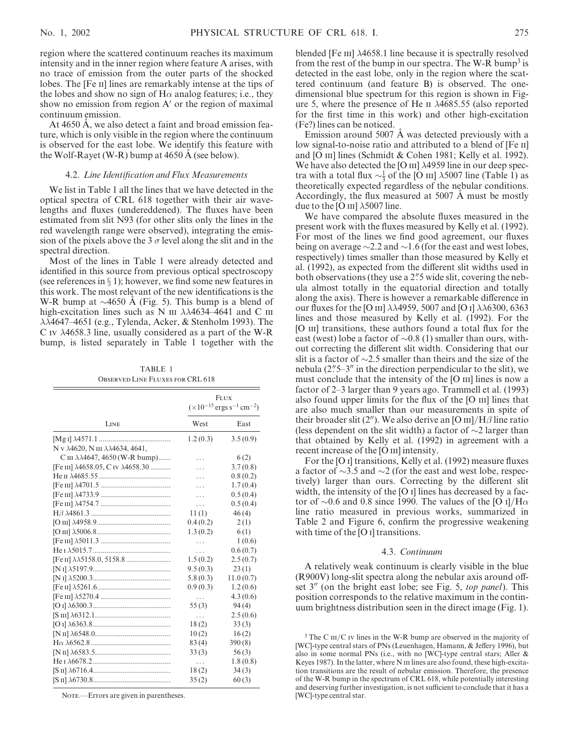region where the scattered continuum reaches its maximum intensity and in the inner region where feature A arises, with no trace of emission from the outer parts of the shocked lobes. The [Fe II] lines are remarkably intense at the tips of the lobes and show no sign of Hα analog features; i.e., they show no emission from region A′ or the region of maximal continuum emission.

At 4650 Å, we also detect a faint and broad emission feature, which is only visible in the region where the continuum is observed for the east lobe. We identify this feature with the Wolf-Rayet (W-R) bump at 4650 Å (see below).

### 4.2. *Line Identification and Flux Measurements*

We list in Table 1 all the lines that we have detected in the optical spectra of CRL 618 together with their air wavelengths and fluxes (undereddened). The fluxes have been estimated from slit N93 (for other slits only the lines in the red wavelength range were observed), integrating the emission of the pixels above the 3 σ level along the slit and in the spectral direction.

Most of the lines in Table 1 were already detected and identified in this source from previous optical spectroscopy (see references in § 1); however, we find some new features in this work. The most relevant of the new identifications is the W-R bump at ∼4650 Å (Fig. 5). This bump is a blend of high-excitation lines such as N III λλ4634–4641 and C III λλ4647–4651 (e.g., Tylenda, Acker, & Stenholm 1993). The C IV λ4658.3 line, usually considered as a part of the W-R bump, is listed separately in Table 1 together with the

TABLE 1
Observed Line Fluxes for CRL 618

| Line | Flux ($\times 10^{-15}$ ergs s$^{-1}$ cm$^{-2}$) West | East |
|---|---|---|
| [Mg I] λ4571.1 | 1.2 (0.3) | 3.5 (0.9) |
| N V λ4620, N III λλ4634, 4641, C III λλ4647, 4650 (W-R bump) | ... | 6 (2) |
| [Fe III] λ4658.05, C IV λ4658.30 | ... | 3.7 (0.8) |
| He II λ4685.55 | ... | 0.8 (0.2) |
| [Fe III] λ4701.5 | ... | 1.7 (0.4) |
| [Fe III] λ4733.9 | ... | 0.5 (0.4) |
| [Fe III] λ4754.7 | ... | 0.5 (0.4) |
| Hβ λ4861.3 | 11 (1) | 46 (4) |
| [O III] λ4958.9 | 0.4 (0.2) | 2 (1) |
| [O III] λ5006.8 | 1.3 (0.2) | 6 (1) |
| [Fe III] λ5011.3 | ... | 1 (0.6) |
| He I λ5015.7 | ... | 0.6 (0.7) |
| [Fe II] λλ5158.0, 5158.8 | 1.5 (0.2) | 2.5 (0.7) |
| [N I] λ5197.9 | 9.5 (0.3) | 23 (1) |
| [N I] λ5200.3 | 5.8 (0.3) | 11.0 (0.7) |
| [Fe II] λ5261.6 | 0.9 (0.3) | 1.2 (0.6) |
| [Fe III] λ5270.4 | ... | 4.3 (0.6) |
| [O I] λ6300.3 | 55 (3) | 94 (4) |
| [S III] λ6312.1 | ... | 2.5 (0.6) |
| [O I] λ6363.8 | 18 (2) | 33 (3) |
| [N II] λ6548.0 | 10 (2) | 16 (2) |
| Hα λ6562.8 | 83 (4) | 390 (8) |
| [N II] λ6583.5 | 33 (3) | 56 (3) |
| He I λ6678.2 | ... | 1.8 (0.8) |
| [S II] λ6716.4 | 18 (2) | 34 (3) |
| [S II] λ6730.8 | 35 (2) | 60 (3) |

Note.—Errors are given in parentheses.

blended [Fe III] λ4658.1 line because it is spectrally resolved from the rest of the bump in our spectra. The W-R bump[3] is detected in the east lobe, only in the region where the scattered continuum (and feature B) is observed. The one-dimensional blue spectrum for this region is shown in Figure 5, where the presence of He II λ4685.55 (also reported for the first time in this work) and other high-excitation (Fe?) lines can be noticed.

Emission around 5007 Å was detected previously with a low signal-to-noise ratio and attributed to a blend of [Fe II] and [O III] lines (Schmidt & Cohen 1981; Kelly et al. 1992). We have also detected the [O III] λ4959 line in our deep spectra with a total flux $\sim\frac{1}{3}$ of the [O III] λ5007 line (Table 1) as theoretically expected regardless of the nebular conditions. Accordingly, the flux measured at 5007 Å must be mostly due to the [O III] λ5007 line.

We have compared the absolute fluxes measured in the present work with the fluxes measured by Kelly et al. (1992). For most of the lines we find good agreement, our fluxes being on average ∼2.2 and ∼1.6 (for the east and west lobes, respectively) times smaller than those measured by Kelly et al. (1992), as expected from the different slit widths used in both observations (they use a 2.″5 wide slit, covering the nebula almost totally in the equatorial direction and totally along the axis). There is however a remarkable difference in our fluxes for the [O III] λλ4959, 5007 and [O I] λλ6300, 6363 lines and those measured by Kelly et al. (1992). For the [O III] transitions, these authors found a total flux for the east (west) lobe a factor of ∼0.8 (1) smaller than ours, without correcting the different slit width. Considering that our slit is a factor of ∼2.5 smaller than theirs and the size of the nebula (2.″5–3″ in the direction perpendicular to the slit), we must conclude that the intensity of the [O III] lines is now a factor of 2–3 larger than 9 years ago. Trammell et al. (1993) also found upper limits for the flux of the [O III] lines that are also much smaller than our measurements in spite of their broader slit (2″). We also derive an [O III]/Hβ line ratio (less dependent on the slit width) a factor of ∼2 larger than that obtained by Kelly et al. (1992) in agreement with a recent increase of the [O III] intensity.

For the [O I] transitions, Kelly et al. (1992) measure fluxes a factor of ∼3.5 and ∼2 (for the east and west lobe, respectively) larger than ours. Correcting by the different slit width, the intensity of the [O I] lines has decreased by a factor of ∼0.6 and 0.8 since 1990. The values of the [O I]/Hα line ratio measured in previous works, summarized in Table 2 and Figure 6, confirm the progressive weakening with time of the [O I] transitions.

### 4.3. *Continuum*

A relatively weak continuum is clearly visible in the blue (R900V) long-slit spectra along the nebular axis around offset 3″ (on the bright east lobe; see Fig. 5, *top panel*). This position corresponds to the relative maximum in the continuum brightness distribution seen in the direct image (Fig. 1).

[3] The C III/C IV lines in the W-R bump are observed in the majority of [WC]-type central stars of PNs (Leuenhagen, Hamann, & Jeffery 1996), but also in some normal PNs (i.e., with no [WC]-type central stars; Aller & Keyes 1987). In the latter, where N III lines are also found, these high-excitation transitions are the result of nebular emission. Therefore, the presence of the W-R bump in the spectrum of CRL 618, while potentially interesting and deserving further investigation, is not sufficient to conclude that it has a [WC]-type central star.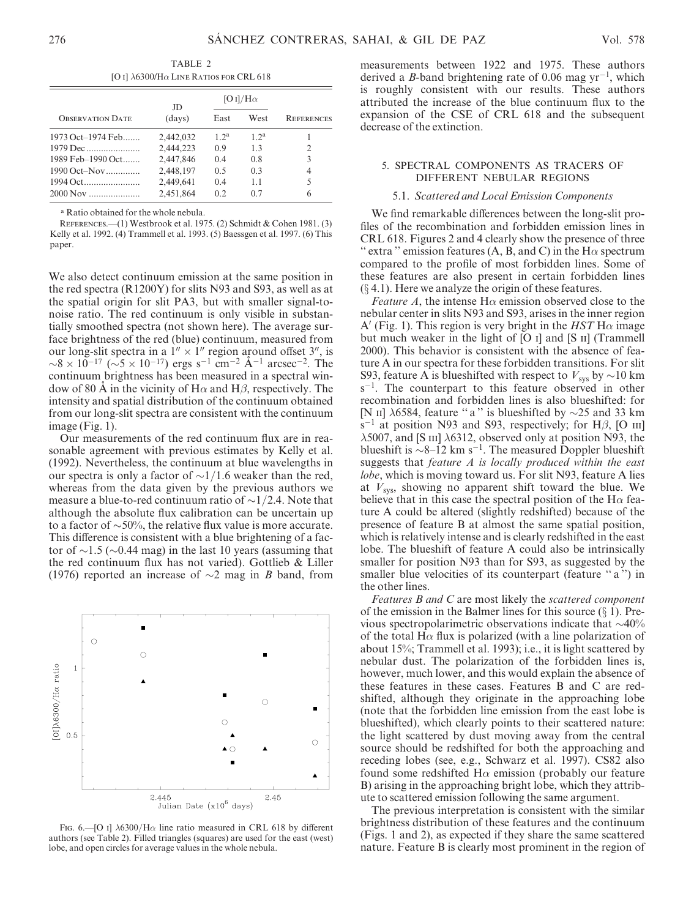TABLE 2

[O I] λ6300/Hα Line Ratios for CRL 618

| Observation Date | JD (days) | [O I]/Hα | | References |
|---|---|---|---|---|
| | | East | West | |
| 1973 Oct–1974 Feb....... | 2,442,032 | 1.2[a] | 1.2[a] | 1 |
| 1979 Dec ...................... | 2,444,223 | 0.9 | 1.3 | 2 |
| 1989 Feb–1990 Oct....... | 2,447,846 | 0.4 | 0.8 | 3 |
| 1990 Oct–Nov.............. | 2,448,197 | 0.5 | 0.3 | 4 |
| 1994 Oct....................... | 2,449,641 | 0.4 | 1.1 | 5 |
| 2000 Nov ..................... | 2,451,864 | 0.2 | 0.7 | 6 |

[a] Ratio obtained for the whole nebula.

References.—(1) Westbrook et al. 1975. (2) Schmidt & Cohen 1981. (3) Kelly et al. 1992. (4) Trammell et al. 1993. (5) Baessgen et al. 1997. (6) This paper.

We also detect continuum emission at the same position in the red spectra (R1200Y) for slits N93 and S93, as well as at the spatial origin for slit PA3, but with smaller signal-to-noise ratio. The red continuum is only visible in substantially smoothed spectra (not shown here). The average surface brightness of the red (blue) continuum, measured from our long-slit spectra in a $1'' \times 1''$ region around offset 3'', is $\sim 8 \times 10^{-17}$ ($\sim 5 \times 10^{-17}$) ergs s$^{-1}$ cm$^{-2}$ Å$^{-1}$ arcsec$^{-2}$. The continuum brightness has been measured in a spectral window of 80 Å in the vicinity of Hα and Hβ, respectively. The intensity and spatial distribution of the continuum obtained from our long-slit spectra are consistent with the continuum image (Fig. 1).

Our measurements of the red continuum flux are in reasonable agreement with previous estimates by Kelly et al. (1992). Nevertheless, the continuum at blue wavelengths in our spectra is only a factor of $\sim 1/1.6$ weaker than the red, whereas from the data given by the previous authors we measure a blue-to-red continuum ratio of $\sim 1/2.4$. Note that although the absolute flux calibration can be uncertain up to a factor of $\sim 50\%$, the relative flux value is more accurate. This difference is consistent with a blue brightening of a factor of $\sim 1.5$ ($\sim 0.44$ mag) in the last 10 years (assuming that the red continuum flux has not varied). Gottlieb & Liller (1976) reported an increase of $\sim 2$ mag in *B* band, from measurements between 1922 and 1975. These authors derived a *B*-band brightening rate of 0.06 mag yr$^{-1}$, which is roughly consistent with our results. These authors attributed the increase of the blue continuum flux to the expansion of the CSE of CRL 618 and the subsequent decrease of the extinction.

Fig. 6.—[O I] λ6300/Hα line ratio measured in CRL 618 by different authors (see Table 2). Filled triangles (squares) are used for the east (west) lobe, and open circles for average values in the whole nebula.

## 5. SPECTRAL COMPONENTS AS TRACERS OF DIFFERENT NEBULAR REGIONS

### 5.1. *Scattered and Local Emission Components*

We find remarkable differences between the long-slit profiles of the recombination and forbidden emission lines in CRL 618. Figures 2 and 4 clearly show the presence of three "extra" emission features (A, B, and C) in the Hα spectrum compared to the profile of most forbidden lines. Some of these features are also present in certain forbidden lines (§ 4.1). Here we analyze the origin of these features.

*Feature A*, the intense Hα emission observed close to the nebular center in slits N93 and S93, arises in the inner region A' (Fig. 1). This region is very bright in the *HST* Hα image but much weaker in the light of [O I] and [S II] (Trammell 2000). This behavior is consistent with the absence of feature A in our spectra for these forbidden transitions. For slit S93, feature A is blueshifted with respect to $V_{sys}$ by $\sim 10$ km s$^{-1}$. The counterpart to this feature observed in other recombination and forbidden lines is also blueshifted: for [N II] λ6584, feature "a" is blueshifted by $\sim 25$ and 33 km s$^{-1}$ at position N93 and S93, respectively; for Hβ, [O III] λ5007, and [S III] λ6312, observed only at position N93, the blueshift is $\sim 8$–12 km s$^{-1}$. The measured Doppler blueshift suggests that *feature A is locally produced within the east lobe*, which is moving toward us. For slit N93, feature A lies at $V_{sys}$, showing no apparent shift toward the blue. We believe that in this case the spectral position of the Hα feature A could be altered (slightly redshifted) because of the presence of feature B at almost the same spatial position, which is relatively intense and is clearly redshifted in the east lobe. The blueshift of feature A could also be intrinsically smaller for position N93 than for S93, as suggested by the smaller blue velocities of its counterpart (feature "a") in the other lines.

*Features B and C* are most likely the *scattered component* of the emission in the Balmer lines for this source (§ 1). Previous spectropolarimetric observations indicate that $\sim 40\%$ of the total Hα flux is polarized (with a line polarization of about 15%; Trammell et al. 1993); i.e., it is light scattered by nebular dust. The polarization of the forbidden lines is, however, much lower, and this would explain the absence of these features in these cases. Features B and C are redshifted, although they originate in the approaching lobe (note that the forbidden line emission from the east lobe is blueshifted), which clearly points to their scattered nature: the light scattered by dust moving away from the central source should be redshifted for both the approaching and receding lobes (see, e.g., Schwarz et al. 1997). CS82 also found some redshifted Hα emission (probably our feature B) arising in the approaching bright lobe, which they attribute to scattered emission following the same argument.

The previous interpretation is consistent with the similar brightness distribution of these features and the continuum (Figs. 1 and 2), as expected if they share the same scattered nature. Feature B is clearly most prominent in the region of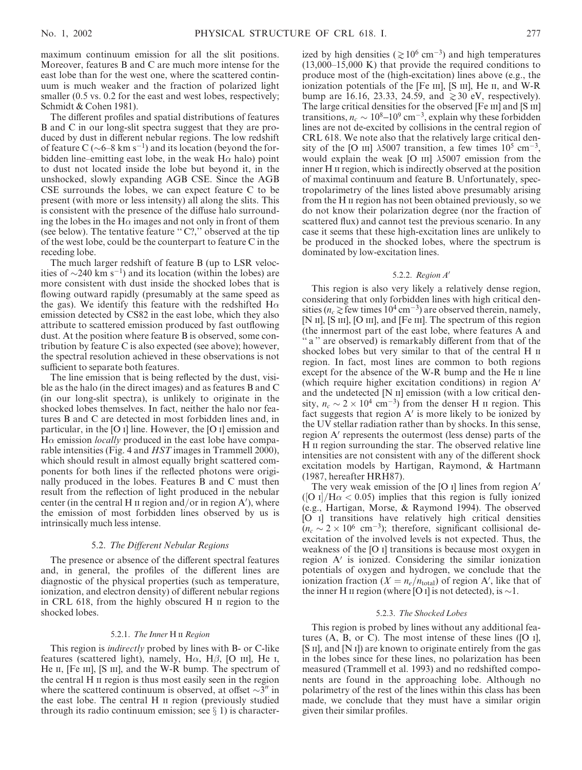maximum continuum emission for all the slit positions. Moreover, features B and C are much more intense for the east lobe than for the west one, where the scattered continuum is much weaker and the fraction of polarized light smaller (0.5 vs. 0.2 for the east and west lobes, respectively; Schmidt & Cohen 1981).

The different profiles and spatial distributions of features B and C in our long-slit spectra suggest that they are produced by dust in different nebular regions. The low redshift of feature C ($\sim$6–8 km s$^{-1}$) and its location (beyond the forbidden line–emitting east lobe, in the weak Hα halo) point to dust not located inside the lobe but beyond it, in the unshocked, slowly expanding AGB CSE. Since the AGB CSE surrounds the lobes, we can expect feature C to be present (with more or less intensity) all along the slits. This is consistent with the presence of the diffuse halo surrounding the lobes in the Hα images and not only in front of them (see below). The tentative feature "C?," observed at the tip of the west lobe, could be the counterpart to feature C in the receding lobe.

The much larger redshift of feature B (up to LSR velocities of $\sim$240 km s$^{-1}$) and its location (within the lobes) are more consistent with dust inside the shocked lobes that is flowing outward rapidly (presumably at the same speed as the gas). We identify this feature with the redshifted Hα emission detected by CS82 in the east lobe, which they also attribute to scattered emission produced by fast outflowing dust. At the position where feature B is observed, some contribution by feature C is also expected (see above); however, the spectral resolution achieved in these observations is not sufficient to separate both features.

The line emission that is being reflected by the dust, visible as the halo (in the direct images) and as features B and C (in our long-slit spectra), is unlikely to originate in the shocked lobes themselves. In fact, neither the halo nor features B and C are detected in most forbidden lines and, in particular, in the [O I] line. However, the [O I] emission and Hα emission *locally* produced in the east lobe have comparable intensities (Fig. 4 and *HST* images in Trammell 2000), which should result in almost equally bright scattered components for both lines if the reflected photons were originally produced in the lobes. Features B and C must then result from the reflection of light produced in the nebular center (in the central H II region and/or in region A′), where the emission of most forbidden lines observed by us is intrinsically much less intense.

### 5.2. *The Different Nebular Regions*

The presence or absence of the different spectral features and, in general, the profiles of the different lines are diagnostic of the physical properties (such as temperature, ionization, and electron density) of different nebular regions in CRL 618, from the highly obscured H II region to the shocked lobes.

#### 5.2.1. *The Inner* H II *Region*

This region is *indirectly* probed by lines with B- or C-like features (scattered light), namely, Hα, Hβ, [O III], He I, He II, [Fe III], [S III], and the W-R bump. The spectrum of the central H II region is thus most easily seen in the region where the scattered continuum is observed, at offset $\sim$3″ in the east lobe. The central H II region (previously studied through its radio continuum emission; see § 1) is characterized by high densities ($\gtrsim 10^6$ cm$^{-3}$) and high temperatures (13,000–15,000 K) that provide the required conditions to produce most of the (high-excitation) lines above (e.g., the ionization potentials of the [Fe III], [S III], He II, and W-R bump are 16.16, 23.33, 24.59, and $\gtrsim$30 eV, respectively). The large critical densities for the observed [Fe III] and [S III] transitions, $n_c \sim 10^8$–$10^9$ cm$^{-3}$, explain why these forbidden lines are not de-excited by collisions in the central region of CRL 618. We note also that the relatively large critical density of the [O III] λ5007 transition, a few times $10^5$ cm$^{-3}$, would explain the weak [O III] λ5007 emission from the inner H II region, which is indirectly observed at the position of maximal continuum and feature B. Unfortunately, spectropolarimetry of the lines listed above presumably arising from the H II region has not been obtained previously, so we do not know their polarization degree (nor the fraction of scattered flux) and cannot test the previous scenario. In any case it seems that these high-excitation lines are unlikely to be produced in the shocked lobes, where the spectrum is dominated by low-excitation lines.

#### 5.2.2. *Region A′*

This region is also very likely a relatively dense region, considering that only forbidden lines with high critical densities ($n_c \gtrsim$ few times $10^4$ cm$^{-3}$) are observed therein, namely, [N II], [S III], [O III], and [Fe III]. The spectrum of this region (the innermost part of the east lobe, where features A and "a" are observed) is remarkably different from that of the shocked lobes but very similar to that of the central H II region. In fact, most lines are common to both regions except for the absence of the W-R bump and the He II line (which require higher excitation conditions) in region A′ and the undetected [N II] emission (with a low critical density, $n_c \sim 2 \times 10^4$ cm$^{-3}$) from the denser H II region. This fact suggests that region A′ is more likely to be ionized by the UV stellar radiation rather than by shocks. In this sense, region A′ represents the outermost (less dense) parts of the H II region surrounding the star. The observed relative line intensities are not consistent with any of the different shock excitation models by Hartigan, Raymond, & Hartmann (1987, hereafter HRH87).

The very weak emission of the [O I] lines from region A′ ([O I]/Hα $< 0.05$) implies that this region is fully ionized (e.g., Hartigan, Morse, & Raymond 1994). The observed [O I] transitions have relatively high critical densities ($n_c \sim 2 \times 10^6$ cm$^{-3}$); therefore, significant collisional de-excitation of the involved levels is not expected. Thus, the weakness of the [O I] transitions is because most oxygen in region A′ is ionized. Considering the similar ionization potentials of oxygen and hydrogen, we conclude that the ionization fraction ($X = n_e/n_{\rm total}$) of region A′, like that of the inner H II region (where [O I] is not detected), is $\sim$1.

#### 5.2.3. *The Shocked Lobes*

This region is probed by lines without any additional features (A, B, or C). The most intense of these lines ([O I], [S II], and [N I]) are known to originate entirely from the gas in the lobes since for these lines, no polarization has been measured (Trammell et al. 1993) and no redshifted components are found in the approaching lobe. Although no polarimetry of the rest of the lines within this class has been made, we conclude that they must have a similar origin given their similar profiles.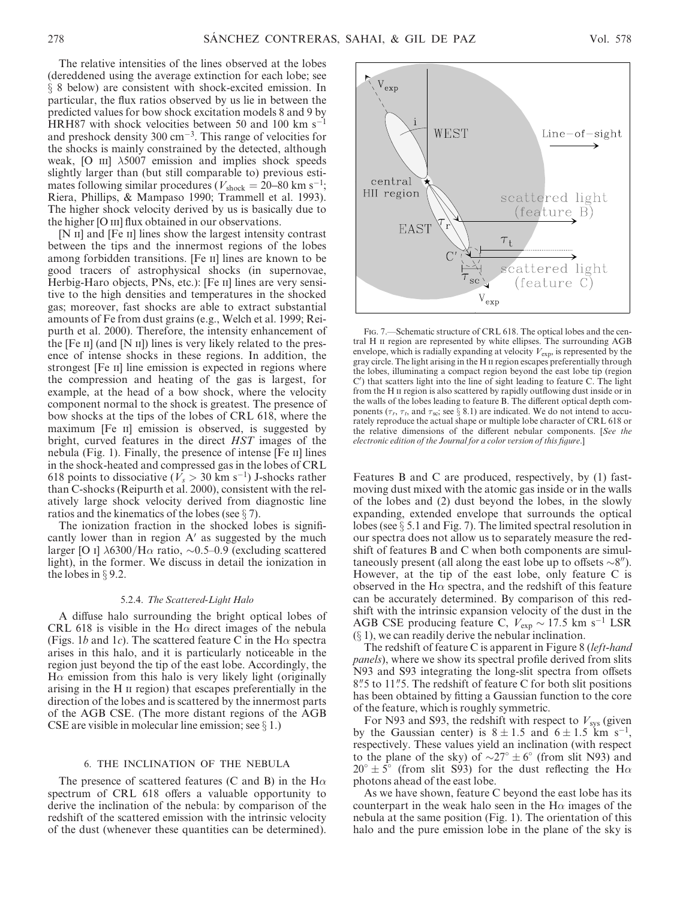The relative intensities of the lines observed at the lobes (dereddened using the average extinction for each lobe; see § 8 below) are consistent with shock-excited emission. In particular, the flux ratios observed by us lie in between the predicted values for bow shock excitation models 8 and 9 by HRH87 with shock velocities between 50 and 100 km $s^{-1}$ and preshock density 300 $cm^{-3}$. This range of velocities for the shocks is mainly constrained by the detected, although weak, [O III] λ5007 emission and implies shock speeds slightly larger than (but still comparable to) previous estimates following similar procedures ($V_{\rm shock}$ = 20–80 km $s^{-1}$; Riera, Phillips, & Mampaso 1990; Trammell et al. 1993). The higher shock velocity derived by us is basically due to the higher [O III] flux obtained in our observations.

[N II] and [Fe II] lines show the largest intensity contrast between the tips and the innermost regions of the lobes among forbidden transitions. [Fe II] lines are known to be good tracers of astrophysical shocks (in supernovae, Herbig-Haro objects, PNs, etc.): [Fe II] lines are very sensitive to the high densities and temperatures in the shocked gas; moreover, fast shocks are able to extract substantial amounts of Fe from dust grains (e.g., Welch et al. 1999; Reipurth et al. 2000). Therefore, the intensity enhancement of the [Fe II] (and [N II]) lines is very likely related to the presence of intense shocks in these regions. In addition, the strongest [Fe II] line emission is expected in regions where the compression and heating of the gas is largest, for example, at the head of a bow shock, where the velocity component normal to the shock is greatest. The presence of bow shocks at the tips of the lobes of CRL 618, where the maximum [Fe II] emission is observed, is suggested by bright, curved features in the direct *HST* images of the nebula (Fig. 1). Finally, the presence of intense [Fe II] lines in the shock-heated and compressed gas in the lobes of CRL 618 points to dissociative ($V_s$ > 30 km $s^{-1}$) J-shocks rather than C-shocks (Reipurth et al. 2000), consistent with the relatively large shock velocity derived from diagnostic line ratios and the kinematics of the lobes (see § 7).

The ionization fraction in the shocked lobes is significantly lower than in region A′ as suggested by the much larger [O I] λ6300/Hα ratio, ~0.5–0.9 (excluding scattered light), in the former. We discuss in detail the ionization in the lobes in § 9.2.

### 5.2.4. *The Scattered-Light Halo*

A diffuse halo surrounding the bright optical lobes of CRL 618 is visible in the Hα direct images of the nebula (Figs. 1*b* and 1*c*). The scattered feature C in the Hα spectra arises in this halo, and it is particularly noticeable in the region just beyond the tip of the east lobe. Accordingly, the Hα emission from this halo is very likely light (originally arising in the H II region) that escapes preferentially in the direction of the lobes and is scattered by the innermost parts of the AGB CSE. (The more distant regions of the AGB CSE are visible in molecular line emission; see § 1.)

## 6. THE INCLINATION OF THE NEBULA

The presence of scattered features (C and B) in the Hα spectrum of CRL 618 offers a valuable opportunity to derive the inclination of the nebula: by comparison of the redshift of the scattered emission with the intrinsic velocity of the dust (whenever these quantities can be determined).

Fig. 7.—Schematic structure of CRL 618. The optical lobes and the central H II region are represented by white ellipses. The surrounding AGB envelope, which is radially expanding at velocity $V_{\rm exp}$, is represented by the gray circle. The light arising in the H II region escapes preferentially through the lobes, illuminating a compact region beyond the east lobe tip (region C′) that scatters light into the line of sight leading to feature C. The light from the H II region is also scattered by rapidly outflowing dust inside or in the walls of the lobes leading to feature B. The different optical depth components ($\tau_r$, $\tau_t$, and $\tau_{\rm sc}$; see § 8.1) are indicated. We do not intend to accurately reproduce the actual shape or multiple lobe character of CRL 618 or the relative dimensions of the different nebular components. [*See the electronic edition of the Journal for a color version of this figure.*]

Features B and C are produced, respectively, by (1) fast-moving dust mixed with the atomic gas inside or in the walls of the lobes and (2) dust beyond the lobes, in the slowly expanding, extended envelope that surrounds the optical lobes (see § 5.1 and Fig. 7). The limited spectral resolution in our spectra does not allow us to separately measure the redshift of features B and C when both components are simultaneously present (all along the east lobe up to offsets ~8″). However, at the tip of the east lobe, only feature C is observed in the Hα spectra, and the redshift of this feature can be accurately determined. By comparison of this redshift with the intrinsic expansion velocity of the dust in the AGB CSE producing feature C, $V_{\rm exp}$ ~ 17.5 km $s^{-1}$ LSR (§ 1), we can readily derive the nebular inclination.

The redshift of feature C is apparent in Figure 8 (*left-hand panels*), where we show its spectral profile derived from slits N93 and S93 integrating the long-slit spectra from offsets 8″.5 to 11″.5. The redshift of feature C for both slit positions has been obtained by fitting a Gaussian function to the core of the feature, which is roughly symmetric.

For N93 and S93, the redshift with respect to $V_{\rm sys}$ (given by the Gaussian center) is 8 ± 1.5 and 6 ± 1.5 km $s^{-1}$, respectively. These values yield an inclination (with respect to the plane of the sky) of ~27° ± 6° (from slit N93) and 20° ± 5° (from slit S93) for the dust reflecting the Hα photons ahead of the east lobe.

As we have shown, feature C beyond the east lobe has its counterpart in the weak halo seen in the Hα images of the nebula at the same position (Fig. 1). The orientation of this halo and the pure emission lobe in the plane of the sky is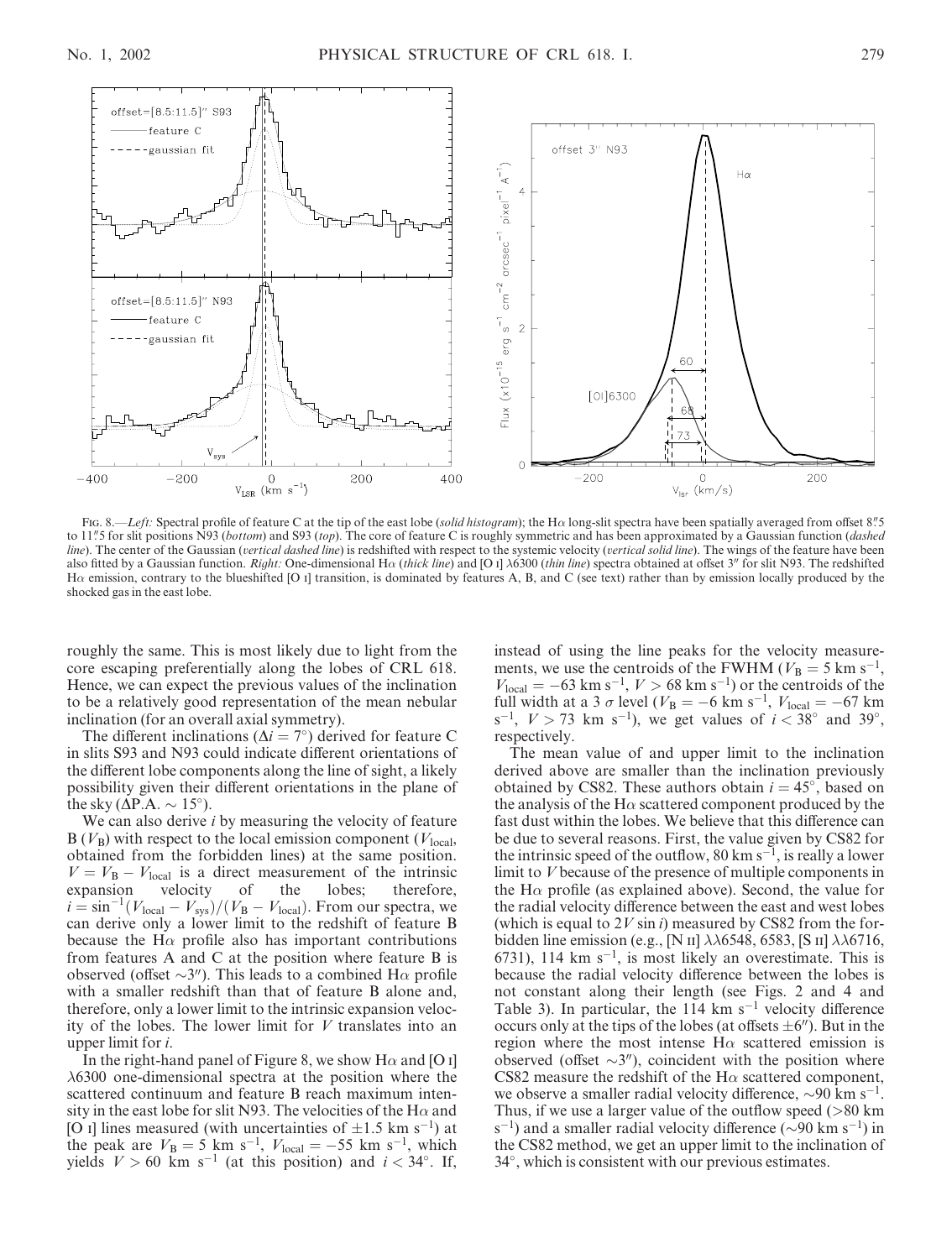FIG. 8.—*Left:* Spectral profile of feature C at the tip of the east lobe (*solid histogram*); the H$\alpha$ long-slit spectra have been spatially averaged from offset 8."5 to 11."5 for slit positions N93 (*bottom*) and S93 (*top*). The core of feature C is roughly symmetric and has been approximated by a Gaussian function (*dashed line*). The center of the Gaussian (*vertical dashed line*) is redshifted with respect to the systemic velocity (*vertical solid line*). The wings of the feature have been also fitted by a Gaussian function. *Right:* One-dimensional H$\alpha$ (*thick line*) and [O I] $\lambda$6300 (*thin line*) spectra obtained at offset 3" for slit N93. The redshifted H$\alpha$ emission, contrary to the blueshifted [O I] transition, is dominated by features A, B, and C (see text) rather than by emission locally produced by the shocked gas in the east lobe.

roughly the same. This is most likely due to light from the core escaping preferentially along the lobes of CRL 618. Hence, we can expect the previous values of the inclination to be a relatively good representation of the mean nebular inclination (for an overall axial symmetry).

The different inclinations ($\Delta i = 7°$) derived for feature C in slits S93 and N93 could indicate different orientations of the different lobe components along the line of sight, a likely possibility given their different orientations in the plane of the sky ($\Delta$P.A. $\sim 15°$).

We can also derive $i$ by measuring the velocity of feature B ($V_B$) with respect to the local emission component ($V_{\rm local}$, obtained from the forbidden lines) at the same position. $V = V_B - V_{\rm local}$ is a direct measurement of the intrinsic expansion velocity of the lobes; therefore, $i = \sin^{-1}(V_{\rm local} - V_{\rm sys})/(V_B - V_{\rm local})$. From our spectra, we can derive only a lower limit to the redshift of feature B because the H$\alpha$ profile also has important contributions from features A and C at the position where feature B is observed (offset $\sim$3"). This leads to a combined H$\alpha$ profile with a smaller redshift than that of feature B alone and, therefore, only a lower limit to the intrinsic expansion velocity of the lobes. The lower limit for $V$ translates into an upper limit for $i$.

In the right-hand panel of Figure 8, we show H$\alpha$ and [O I] $\lambda$6300 one-dimensional spectra at the position where the scattered continuum and feature B reach maximum intensity in the east lobe for slit N93. The velocities of the H$\alpha$ and [O I] lines measured (with uncertainties of $\pm$1.5 km s$^{-1}$) at the peak are $V_B = 5$ km s$^{-1}$, $V_{\rm local} = -55$ km s$^{-1}$, which yields $V > 60$ km s$^{-1}$ (at this position) and $i < 34°$. If, instead of using the line peaks for the velocity measurements, we use the centroids of the FWHM ($V_B = 5$ km s$^{-1}$, $V_{\rm local} = -63$ km s$^{-1}$, $V > 68$ km s$^{-1}$) or the centroids of the full width at a 3 $\sigma$ level ($V_B = -6$ km s$^{-1}$, $V_{\rm local} = -67$ km s$^{-1}$, $V > 73$ km s$^{-1}$), we get values of $i < 38°$ and 39°, respectively.

The mean value of and upper limit to the inclination derived above are smaller than the inclination previously obtained by CS82. These authors obtain $i = 45°$, based on the analysis of the H$\alpha$ scattered component produced by the fast dust within the lobes. We believe that this difference can be due to several reasons. First, the value given by CS82 for the intrinsic speed of the outflow, 80 km s$^{-1}$, is really a lower limit to $V$ because of the presence of multiple components in the H$\alpha$ profile (as explained above). Second, the value for the radial velocity difference between the east and west lobes (which is equal to $2V \sin i$) measured by CS82 from the forbidden line emission (e.g., [N II] $\lambda\lambda$6548, 6583, [S II] $\lambda\lambda$6716, 6731), 114 km s$^{-1}$, is most likely an overestimate. This is because the radial velocity difference between the lobes is not constant along their length (see Figs. 2 and 4 and Table 3). In particular, the 114 km s$^{-1}$ velocity difference occurs only at the tips of the lobes (at offsets $\pm$6"). But in the region where the most intense H$\alpha$ scattered emission is observed (offset $\sim$3"), coincident with the position where CS82 measure the redshift of the H$\alpha$ scattered component, we observe a smaller radial velocity difference, $\sim$90 km s$^{-1}$. Thus, if we use a larger value of the outflow speed ($>$80 km s$^{-1}$) and a smaller radial velocity difference ($\sim$90 km s$^{-1}$) in the CS82 method, we get an upper limit to the inclination of 34°, which is consistent with our previous estimates.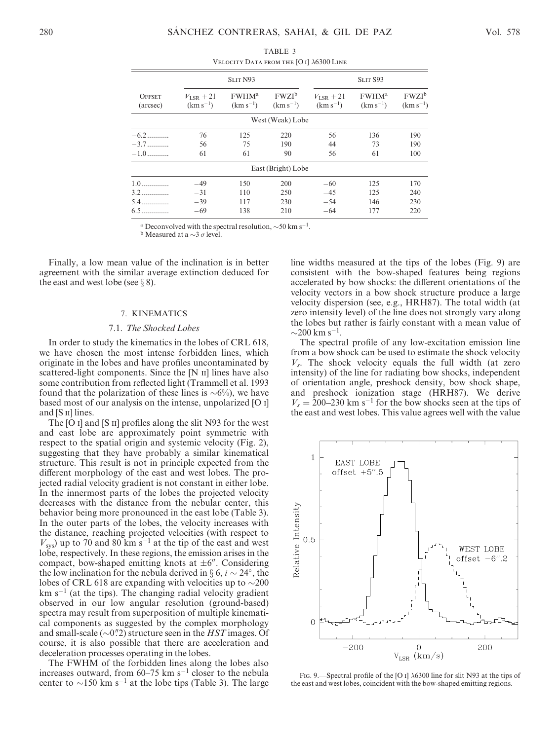TABLE 3

Velocity Data from the [O I] λ6300 Line

| Offset (arcsec) | Slit N93 | | | Slit S93 | | |
|---|---|---|---|---|---|---|
| | $V_{LSR}+21$ (km s$^{-1}$) | FWHM[a] (km s$^{-1}$) | FWZI[b] (km s$^{-1}$) | $V_{LSR}+21$ (km s$^{-1}$) | FWHM[a] (km s$^{-1}$) | FWZI[b] (km s$^{-1}$) |
| West (Weak) Lobe | | | | | | |
| −6.2 | 76 | 125 | 220 | 56 | 136 | 190 |
| −3.7 | 56 | 75 | 190 | 44 | 73 | 190 |
| −1.0 | 61 | 61 | 90 | 56 | 61 | 100 |
| East (Bright) Lobe | | | | | | |
| 1.0 | −49 | 150 | 200 | −60 | 125 | 170 |
| 3.2 | −31 | 110 | 250 | −45 | 125 | 240 |
| 5.4 | −39 | 117 | 230 | −54 | 146 | 230 |
| 6.5 | −69 | 138 | 210 | −64 | 177 | 220 |

[a] Deconvolved with the spectral resolution, ~50 km s$^{-1}$.

[b] Measured at a ~3 σ level.

Finally, a low mean value of the inclination is in better agreement with the similar average extinction deduced for the east and west lobe (see § 8).

## 7. KINEMATICS

### 7.1. *The Shocked Lobes*

In order to study the kinematics in the lobes of CRL 618, we have chosen the most intense forbidden lines, which originate in the lobes and have profiles uncontaminated by scattered-light components. Since the [N II] lines have also some contribution from reflected light (Trammell et al. 1993 found that the polarization of these lines is ~6%), we have based most of our analysis on the intense, unpolarized [O I] and [S II] lines.

The [O I] and [S II] profiles along the slit N93 for the west and east lobe are approximately point symmetric with respect to the spatial origin and systemic velocity (Fig. 2), suggesting that they have probably a similar kinematical structure. This result is not in principle expected from the different morphology of the east and west lobes. The projected radial velocity gradient is not constant in either lobe. In the innermost parts of the lobes the projected velocity decreases with the distance from the nebular center, this behavior being more pronounced in the east lobe (Table 3). In the outer parts of the lobes, the velocity increases with the distance, reaching projected velocities (with respect to $V_{sys}$) up to 70 and 80 km s$^{-1}$ at the tip of the east and west lobe, respectively. In these regions, the emission arises in the compact, bow-shaped emitting knots at ±6″. Considering the low inclination for the nebula derived in § 6, $i \sim 24°$, the lobes of CRL 618 are expanding with velocities up to ~200 km s$^{-1}$ (at the tips). The changing radial velocity gradient observed in our low angular resolution (ground-based) spectra may result from superposition of multiple kinematical components as suggested by the complex morphology and small-scale (~0″.2) structure seen in the *HST* images. Of course, it is also possible that there are acceleration and deceleration processes operating in the lobes.

The FWHM of the forbidden lines along the lobes also increases outward, from 60–75 km s$^{-1}$ closer to the nebula center to ~150 km s$^{-1}$ at the lobe tips (Table 3). The large line widths measured at the tips of the lobes (Fig. 9) are consistent with the bow-shaped features being regions accelerated by bow shocks: the different orientations of the velocity vectors in a bow shock structure produce a large velocity dispersion (see, e.g., HRH87). The total width (at zero intensity level) of the line does not strongly vary along the lobes but rather is fairly constant with a mean value of ~200 km s$^{-1}$.

The spectral profile of any low-excitation emission line from a bow shock can be used to estimate the shock velocity $V_s$. The shock velocity equals the full width (at zero intensity) of the line for radiating bow shocks, independent of orientation angle, preshock density, bow shock shape, and preshock ionization stage (HRH87). We derive $V_s$ = 200–230 km s$^{-1}$ for the bow shocks seen at the tips of the east and west lobes. This value agrees well with the value

Fig. 9.—Spectral profile of the [O I] λ6300 line for slit N93 at the tips of the east and west lobes, coincident with the bow-shaped emitting regions.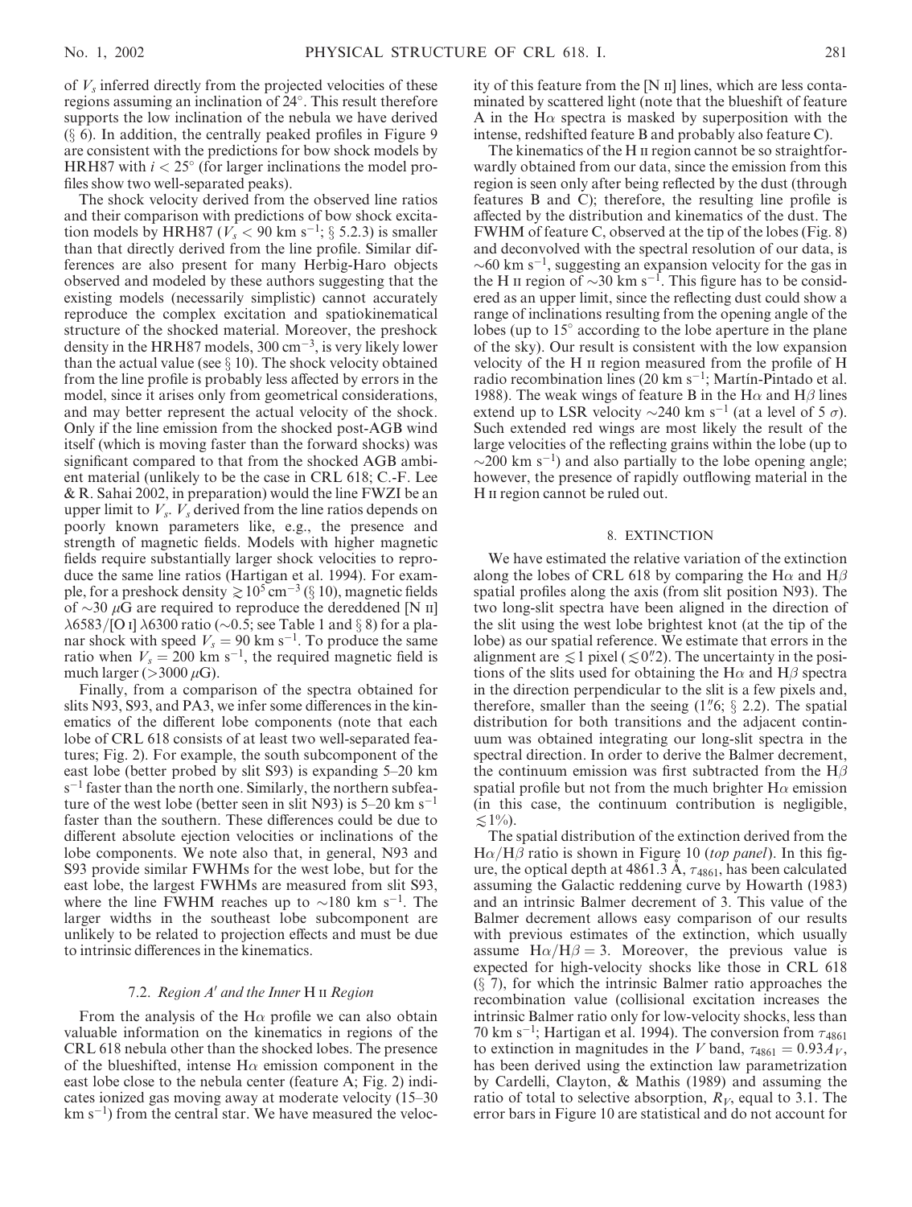of $V_s$ inferred directly from the projected velocities of these regions assuming an inclination of 24°. This result therefore supports the low inclination of the nebula we have derived (§ 6). In addition, the centrally peaked profiles in Figure 9 are consistent with the predictions for bow shock models by HRH87 with $i < 25°$ (for larger inclinations the model profiles show two well-separated peaks).

The shock velocity derived from the observed line ratios and their comparison with predictions of bow shock excitation models by HRH87 ($V_s < 90$ km s$^{-1}$; § 5.2.3) is smaller than that directly derived from the line profile. Similar differences are also present for many Herbig-Haro objects observed and modeled by these authors suggesting that the existing models (necessarily simplistic) cannot accurately reproduce the complex excitation and spatiokinematical structure of the shocked material. Moreover, the preshock density in the HRH87 models, 300 cm$^{-3}$, is very likely lower than the actual value (see § 10). The shock velocity obtained from the line profile is probably less affected by errors in the model, since it arises only from geometrical considerations, and may better represent the actual velocity of the shock. Only if the line emission from the shocked post-AGB wind itself (which is moving faster than the forward shocks) was significant compared to that from the shocked AGB ambient material (unlikely to be the case in CRL 618; C.-F. Lee & R. Sahai 2002, in preparation) would the line FWZI be an upper limit to $V_s$. $V_s$ derived from the line ratios depends on poorly known parameters like, e.g., the presence and strength of magnetic fields. Models with higher magnetic fields require substantially larger shock velocities to reproduce the same line ratios (Hartigan et al. 1994). For example, for a preshock density $\gtrsim 10^5$ cm$^{-3}$ (§ 10), magnetic fields of $\sim$30 $\mu$G are required to reproduce the dereddened [N II] $\lambda$6583/[O I] $\lambda$6300 ratio ($\sim$0.5; see Table 1 and § 8) for a planar shock with speed $V_s = 90$ km s$^{-1}$. To produce the same ratio when $V_s = 200$ km s$^{-1}$, the required magnetic field is much larger ($>$3000 $\mu$G).

Finally, from a comparison of the spectra obtained for slits N93, S93, and PA3, we infer some differences in the kinematics of the different lobe components (note that each lobe of CRL 618 consists of at least two well-separated features; Fig. 2). For example, the south subcomponent of the east lobe (better probed by slit S93) is expanding 5–20 km s$^{-1}$ faster than the north one. Similarly, the northern subfeature of the west lobe (better seen in slit N93) is 5–20 km s$^{-1}$ faster than the southern. These differences could be due to different absolute ejection velocities or inclinations of the lobe components. We note also that, in general, N93 and S93 provide similar FWHMs for the west lobe, but for the east lobe, the largest FWHMs are measured from slit S93, where the line FWHM reaches up to $\sim$180 km s$^{-1}$. The larger widths in the southeast lobe subcomponent are unlikely to be related to projection effects and must be due to intrinsic differences in the kinematics.

### 7.2. *Region A′ and the Inner* H II *Region*

From the analysis of the H$\alpha$ profile we can also obtain valuable information on the kinematics in regions of the CRL 618 nebula other than the shocked lobes. The presence of the blueshifted, intense H$\alpha$ emission component in the east lobe close to the nebula center (feature A; Fig. 2) indicates ionized gas moving away at moderate velocity (15–30 km s$^{-1}$) from the central star. We have measured the velocity of this feature from the [N II] lines, which are less contaminated by scattered light (note that the blueshift of feature A in the H$\alpha$ spectra is masked by superposition with the intense, redshifted feature B and probably also feature C).

The kinematics of the H II region cannot be so straightforwardly obtained from our data, since the emission from this region is seen only after being reflected by the dust (through features B and C); therefore, the resulting line profile is affected by the distribution and kinematics of the dust. The FWHM of feature C, observed at the tip of the lobes (Fig. 8) and deconvolved with the spectral resolution of our data, is $\sim$60 km s$^{-1}$, suggesting an expansion velocity for the gas in the H II region of $\sim$30 km s$^{-1}$. This figure has to be considered as an upper limit, since the reflecting dust could show a range of inclinations resulting from the opening angle of the lobes (up to 15° according to the lobe aperture in the plane of the sky). Our result is consistent with the low expansion velocity of the H II region measured from the profile of H radio recombination lines (20 km s$^{-1}$; Martín-Pintado et al. 1988). The weak wings of feature B in the H$\alpha$ and H$\beta$ lines extend up to LSR velocity $\sim$240 km s$^{-1}$ (at a level of 5 $\sigma$). Such extended red wings are most likely the result of the large velocities of the reflecting grains within the lobe (up to $\sim$200 km s$^{-1}$) and also partially to the lobe opening angle; however, the presence of rapidly outflowing material in the H II region cannot be ruled out.

## 8. EXTINCTION

We have estimated the relative variation of the extinction along the lobes of CRL 618 by comparing the H$\alpha$ and H$\beta$ spatial profiles along the axis (from slit position N93). The two long-slit spectra have been aligned in the direction of the slit using the west lobe brightest knot (at the tip of the lobe) as our spatial reference. We estimate that errors in the alignment are $\lesssim$1 pixel ($\lesssim$0″.2). The uncertainty in the positions of the slits used for obtaining the H$\alpha$ and H$\beta$ spectra in the direction perpendicular to the slit is a few pixels and, therefore, smaller than the seeing (1″.6; § 2.2). The spatial distribution for both transitions and the adjacent continuum was obtained integrating our long-slit spectra in the spectral direction. In order to derive the Balmer decrement, the continuum emission was first subtracted from the H$\beta$ spatial profile but not from the much brighter H$\alpha$ emission (in this case, the continuum contribution is negligible, $\lesssim$1%).

The spatial distribution of the extinction derived from the H$\alpha$/H$\beta$ ratio is shown in Figure 10 (*top panel*). In this figure, the optical depth at 4861.3 Å, $\tau_{4861}$, has been calculated assuming the Galactic reddening curve by Howarth (1983) and an intrinsic Balmer decrement of 3. This value of the Balmer decrement allows easy comparison of our results with previous estimates of the extinction, which usually assume H$\alpha$/H$\beta$ = 3. Moreover, the previous value is expected for high-velocity shocks like those in CRL 618 (§ 7), for which the intrinsic Balmer ratio approaches the recombination value (collisional excitation increases the intrinsic Balmer ratio only for low-velocity shocks, less than 70 km s$^{-1}$; Hartigan et al. 1994). The conversion from $\tau_{4861}$ to extinction in magnitudes in the $V$ band, $\tau_{4861} = 0.93A_V$, has been derived using the extinction law parametrization by Cardelli, Clayton, & Mathis (1989) and assuming the ratio of total to selective absorption, $R_V$, equal to 3.1. The error bars in Figure 10 are statistical and do not account for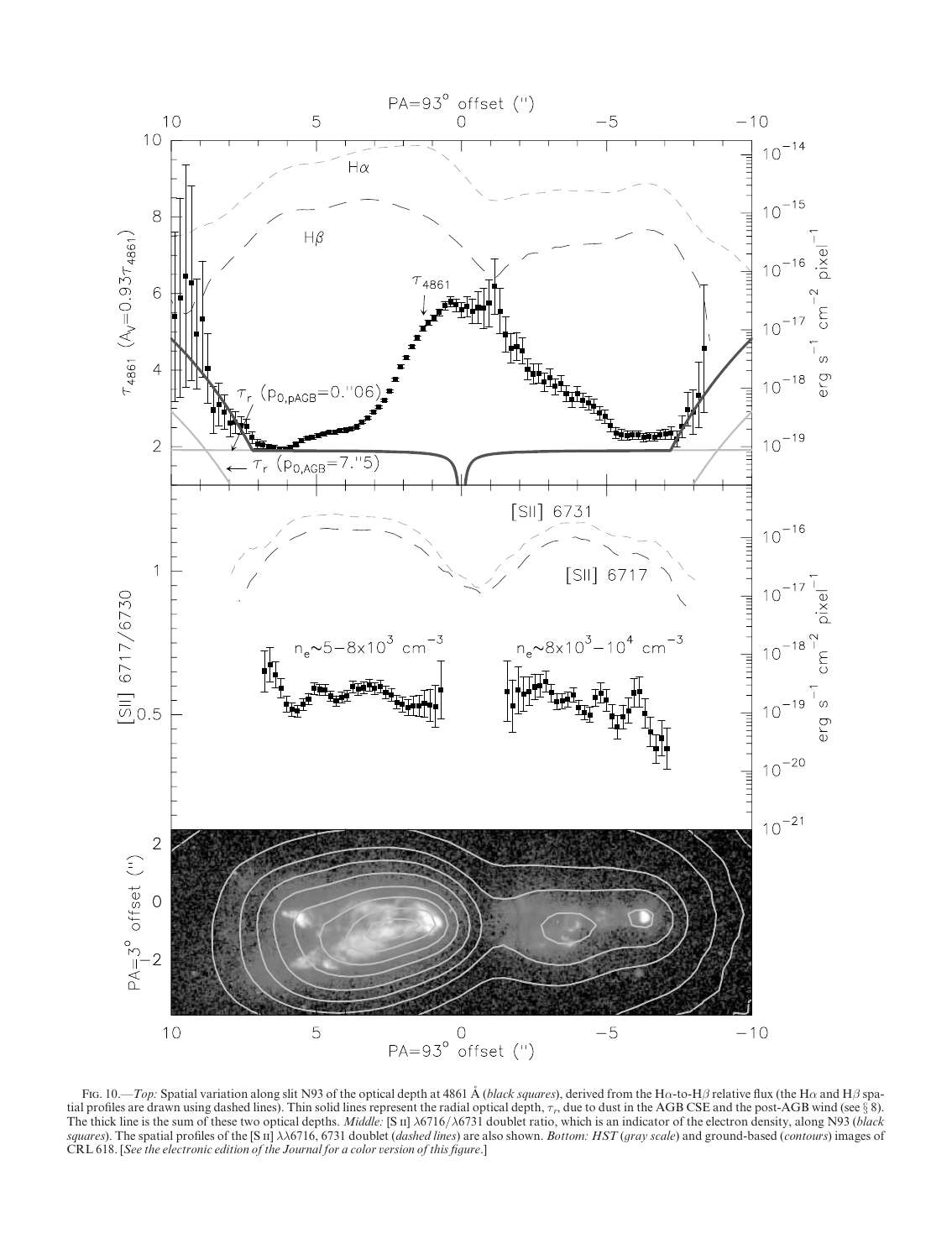Fig. 10.—*Top:* Spatial variation along slit N93 of the optical depth at 4861 Å (*black squares*), derived from the Hα-to-Hβ relative flux (the Hα and Hβ spatial profiles are drawn using dashed lines). Thin solid lines represent the radial optical depth, $\tau_r$, due to dust in the AGB CSE and the post-AGB wind (see § 8). The thick line is the sum of these two optical depths. *Middle:* [S II] λ6716/λ6731 doublet ratio, which is an indicator of the electron density, along N93 (*black squares*). The spatial profiles of the [S II] λλ6716, 6731 doublet (*dashed lines*) are also shown. *Bottom: HST* (*gray scale*) and ground-based (*contours*) images of CRL 618. [*See the electronic edition of the Journal for a color version of this figure.*]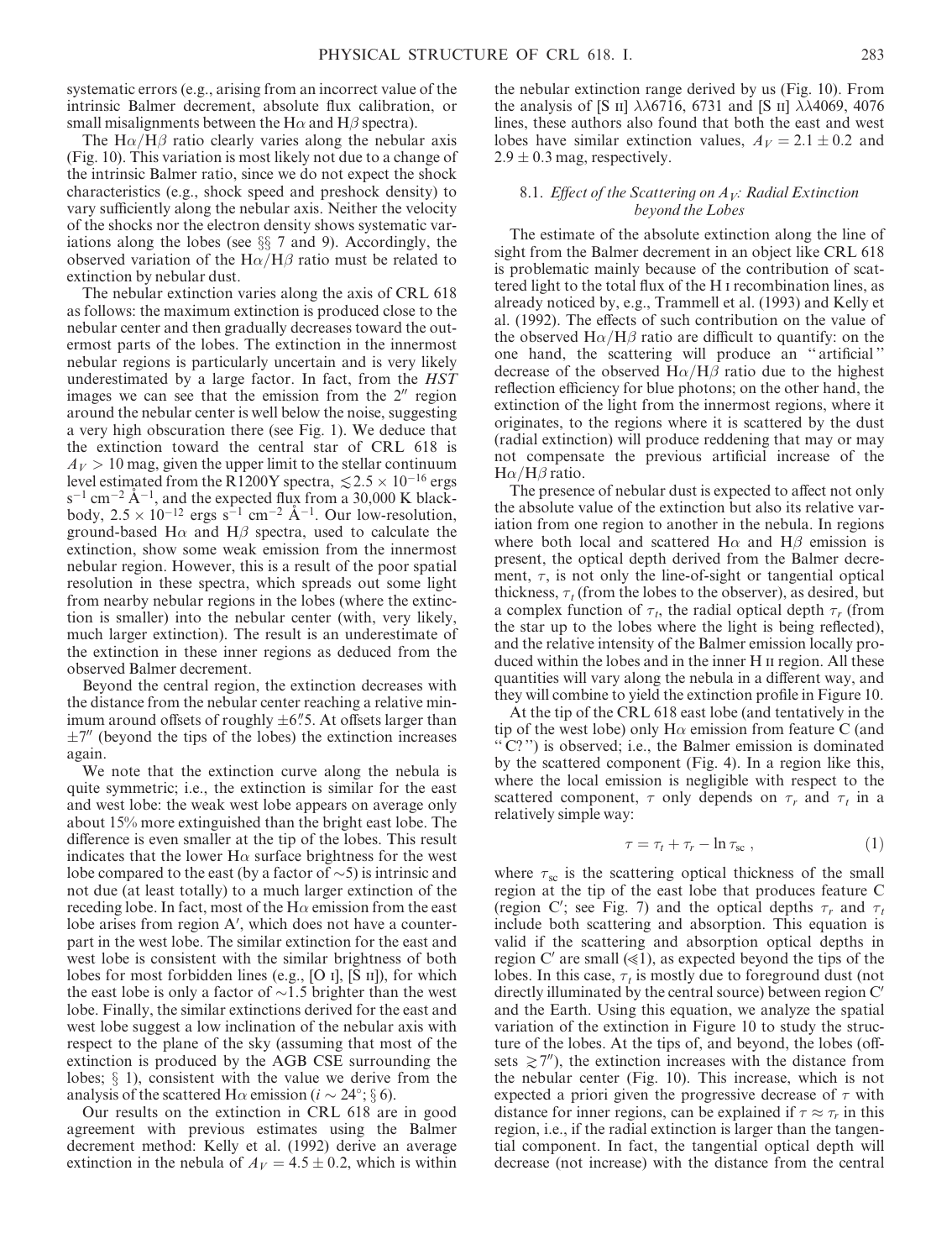systematic errors (e.g., arising from an incorrect value of the intrinsic Balmer decrement, absolute flux calibration, or small misalignments between the H$\alpha$ and H$\beta$ spectra).

The H$\alpha$/H$\beta$ ratio clearly varies along the nebular axis (Fig. 10). This variation is most likely not due to a change of the intrinsic Balmer ratio, since we do not expect the shock characteristics (e.g., shock speed and preshock density) to vary sufficiently along the nebular axis. Neither the velocity of the shocks nor the electron density shows systematic variations along the lobes (see §§ 7 and 9). Accordingly, the observed variation of the H$\alpha$/H$\beta$ ratio must be related to extinction by nebular dust.

The nebular extinction varies along the axis of CRL 618 as follows: the maximum extinction is produced close to the nebular center and then gradually decreases toward the outermost parts of the lobes. The extinction in the innermost nebular regions is particularly uncertain and is very likely underestimated by a large factor. In fact, from the *HST* images we can see that the emission from the 2″ region around the nebular center is well below the noise, suggesting a very high obscuration there (see Fig. 1). We deduce that the extinction toward the central star of CRL 618 is $A_V > 10$ mag, given the upper limit to the stellar continuum level estimated from the R1200Y spectra, $\lesssim 2.5 \times 10^{-16}$ ergs s$^{-1}$ cm$^{-2}$ Å$^{-1}$, and the expected flux from a 30,000 K blackbody, $2.5 \times 10^{-12}$ ergs s$^{-1}$ cm$^{-2}$ Å$^{-1}$. Our low-resolution, ground-based H$\alpha$ and H$\beta$ spectra, used to calculate the extinction, show some weak emission from the innermost nebular region. However, this is a result of the poor spatial resolution in these spectra, which spreads out some light from nearby nebular regions in the lobes (where the extinction is smaller) into the nebular center (with, very likely, much larger extinction). The result is an underestimate of the extinction in these inner regions as deduced from the observed Balmer decrement.

Beyond the central region, the extinction decreases with the distance from the nebular center reaching a relative minimum around offsets of roughly $\pm 6\farcs5$. At offsets larger than $\pm 7''$ (beyond the tips of the lobes) the extinction increases again.

We note that the extinction curve along the nebula is quite symmetric; i.e., the extinction is similar for the east and west lobe: the weak west lobe appears on average only about 15% more extinguished than the bright east lobe. The difference is even smaller at the tip of the lobes. This result indicates that the lower H$\alpha$ surface brightness for the west lobe compared to the east (by a factor of ~5) is intrinsic and not due (at least totally) to a much larger extinction of the receding lobe. In fact, most of the H$\alpha$ emission from the east lobe arises from region A′, which does not have a counterpart in the west lobe. The similar extinction for the east and west lobe is consistent with the similar brightness of both lobes for most forbidden lines (e.g., [O I], [S II]), for which the east lobe is only a factor of ~1.5 brighter than the west lobe. Finally, the similar extinctions derived for the east and west lobe suggest a low inclination of the nebular axis with respect to the plane of the sky (assuming that most of the extinction is produced by the AGB CSE surrounding the lobes; § 1), consistent with the value we derive from the analysis of the scattered H$\alpha$ emission ($i \sim 24°$; § 6).

Our results on the extinction in CRL 618 are in good agreement with previous estimates using the Balmer decrement method: Kelly et al. (1992) derive an average extinction in the nebula of $A_V = 4.5 \pm 0.2$, which is within the nebular extinction range derived by us (Fig. 10). From the analysis of [S II] λλ6716, 6731 and [S II] λλ4069, 4076 lines, these authors also found that both the east and west lobes have similar extinction values, $A_V = 2.1 \pm 0.2$ and $2.9 \pm 0.3$ mag, respectively.

### 8.1. *Effect of the Scattering on $A_V$: Radial Extinction beyond the Lobes*

The estimate of the absolute extinction along the line of sight from the Balmer decrement in an object like CRL 618 is problematic mainly because of the contribution of scattered light to the total flux of the H I recombination lines, as already noticed by, e.g., Trammell et al. (1993) and Kelly et al. (1992). The effects of such contribution on the value of the observed H$\alpha$/H$\beta$ ratio are difficult to quantify: on the one hand, the scattering will produce an "artificial" decrease of the observed H$\alpha$/H$\beta$ ratio due to the highest reflection efficiency for blue photons; on the other hand, the extinction of the light from the innermost regions, where it originates, to the regions where it is scattered by the dust (radial extinction) will produce reddening that may or may not compensate the previous artificial increase of the H$\alpha$/H$\beta$ ratio.

The presence of nebular dust is expected to affect not only the absolute value of the extinction but also its relative variation from one region to another in the nebula. In regions where both local and scattered H$\alpha$ and H$\beta$ emission is present, the optical depth derived from the Balmer decrement, $\tau$, is not only the line-of-sight or tangential optical thickness, $\tau_t$ (from the lobes to the observer), as desired, but a complex function of $\tau_t$, the radial optical depth $\tau_r$ (from the star up to the lobes where the light is being reflected), and the relative intensity of the Balmer emission locally produced within the lobes and in the inner H II region. All these quantities will vary along the nebula in a different way, and they will combine to yield the extinction profile in Figure 10.

At the tip of the CRL 618 east lobe (and tentatively in the tip of the west lobe) only H$\alpha$ emission from feature C (and "C?") is observed; i.e., the Balmer emission is dominated by the scattered component (Fig. 4). In a region like this, where the local emission is negligible with respect to the scattered component, $\tau$ only depends on $\tau_r$ and $\tau_t$ in a relatively simple way:

$$\tau = \tau_t + \tau_r - \ln \tau_{sc} , \qquad (1)$$

where $\tau_{sc}$ is the scattering optical thickness of the small region at the tip of the east lobe that produces feature C (region C′; see Fig. 7) and the optical depths $\tau_r$ and $\tau_t$ include both scattering and absorption. This equation is valid if the scattering and absorption optical depths in region C′ are small ($\ll 1$), as expected beyond the tips of the lobes. In this case, $\tau_t$ is mostly due to foreground dust (not directly illuminated by the central source) between region C′ and the Earth. Using this equation, we analyze the spatial variation of the extinction in Figure 10 to study the structure of the lobes. At the tips of, and beyond, the lobes (offsets $\gtrsim 7''$), the extinction increases with the distance from the nebular center (Fig. 10). This increase, which is not expected a priori given the progressive decrease of $\tau$ with distance for inner regions, can be explained if $\tau \approx \tau_r$ in this region, i.e., if the radial extinction is larger than the tangential component. In fact, the tangential optical depth will decrease (not increase) with the distance from the central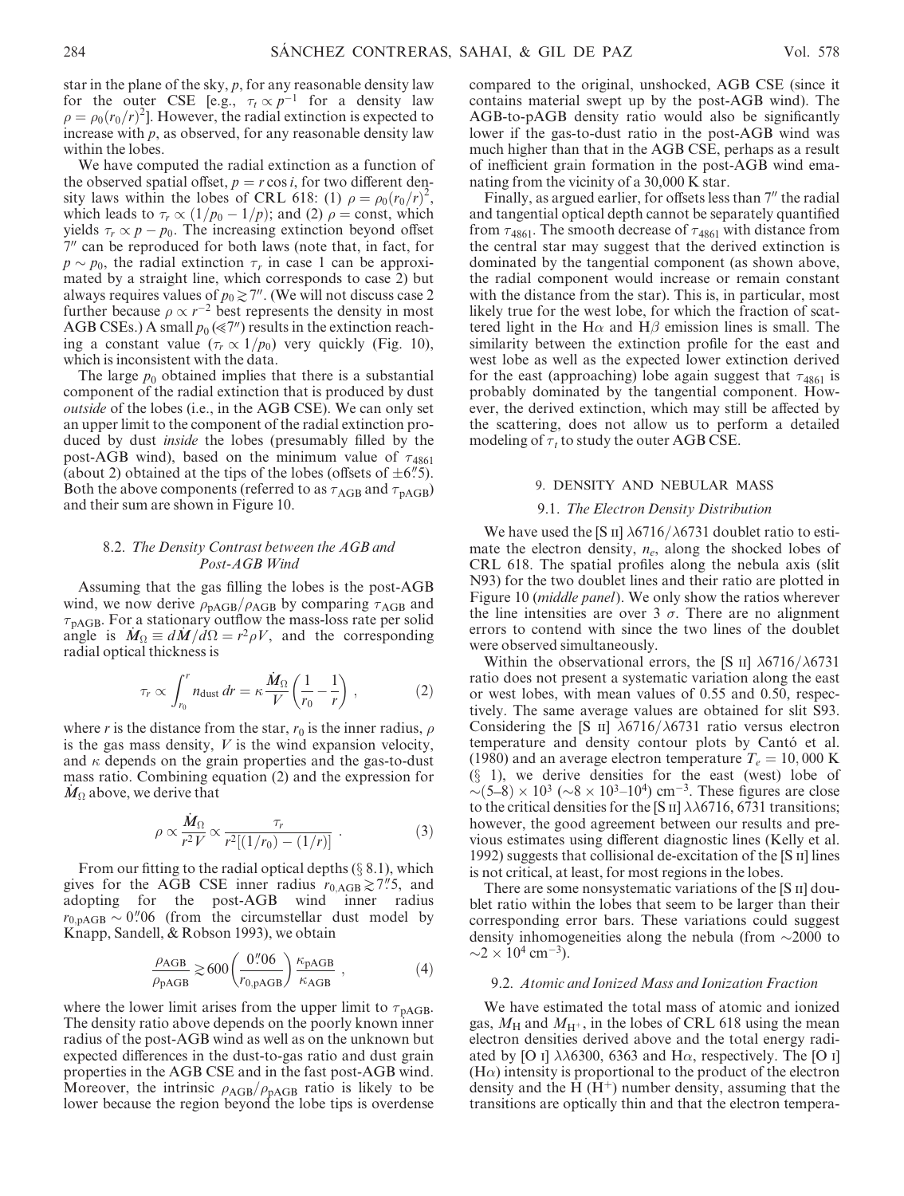star in the plane of the sky, $p$, for any reasonable density law for the outer CSE [e.g., $\tau_t \propto p^{-1}$ for a density law $\rho = \rho_0(r_0/r)^2$]. However, the radial extinction is expected to increase with $p$, as observed, for any reasonable density law within the lobes.

We have computed the radial extinction as a function of the observed spatial offset, $p = r \cos i$, for two different density laws within the lobes of CRL 618: (1) $\rho = \rho_0(r_0/r)^2$, which leads to $\tau_r \propto (1/p_0 - 1/p)$; and (2) $\rho =$ const, which yields $\tau_r \propto p - p_0$. The increasing extinction beyond offset 7″ can be reproduced for both laws (note that, in fact, for $p \sim p_0$, the radial extinction $\tau_r$ in case 1 can be approximated by a straight line, which corresponds to case 2) but always requires values of $p_0 \gtrsim 7''$. (We will not discuss case 2 further because $\rho \propto r^{-2}$ best represents the density in most AGB CSEs.) A small $p_0$ ($\ll 7''$) results in the extinction reaching a constant value ($\tau_r \propto 1/p_0$) very quickly (Fig. 10), which is inconsistent with the data.

The large $p_0$ obtained implies that there is a substantial component of the radial extinction that is produced by dust *outside* of the lobes (i.e., in the AGB CSE). We can only set an upper limit to the component of the radial extinction produced by dust *inside* the lobes (presumably filled by the post-AGB wind), based on the minimum value of $\tau_{4861}$ (about 2) obtained at the tips of the lobes (offsets of $\pm 6.''5$). Both the above components (referred to as $\tau_{\rm AGB}$ and $\tau_{\rm pAGB}$) and their sum are shown in Figure 10.

### 8.2. *The Density Contrast between the AGB and Post-AGB Wind*

Assuming that the gas filling the lobes is the post-AGB wind, we now derive $\rho_{\rm pAGB}/\rho_{\rm AGB}$ by comparing $\tau_{\rm AGB}$ and $\tau_{\rm pAGB}$. For a stationary outflow the mass-loss rate per solid angle is $\dot{M}_\Omega \equiv d\dot{M}/d\Omega = r^2 \rho V$, and the corresponding radial optical thickness is

$$\tau_r \propto \int_{r_0}^{r} n_{\rm dust}\, dr = \kappa \frac{\dot{M}_\Omega}{V}\left(\frac{1}{r_0} - \frac{1}{r}\right) , \qquad (2)$$

where $r$ is the distance from the star, $r_0$ is the inner radius, $\rho$ is the gas mass density, $V$ is the wind expansion velocity, and $\kappa$ depends on the grain properties and the gas-to-dust mass ratio. Combining equation (2) and the expression for $\dot{M}_\Omega$ above, we derive that

$$\rho \propto \frac{\dot{M}_\Omega}{r^2 V} \propto \frac{\tau_r}{r^2[(1/r_0) - (1/r)]} . \qquad (3)$$

From our fitting to the radial optical depths (§ 8.1), which gives for the AGB CSE inner radius $r_{0,\rm AGB} \gtrsim 7.''5$, and adopting for the post-AGB wind inner radius $r_{0,\rm pAGB} \sim 0.''06$ (from the circumstellar dust model by Knapp, Sandell, & Robson 1993), we obtain

$$\frac{\rho_{\rm AGB}}{\rho_{\rm pAGB}} \gtrsim 600 \left(\frac{0.''06}{r_{0,\rm pAGB}}\right) \frac{\kappa_{\rm pAGB}}{\kappa_{\rm AGB}} , \qquad (4)$$

where the lower limit arises from the upper limit to $\tau_{\rm pAGB}$. The density ratio above depends on the poorly known inner radius of the post-AGB wind as well as on the unknown but expected differences in the dust-to-gas ratio and dust grain properties in the AGB CSE and in the fast post-AGB wind. Moreover, the intrinsic $\rho_{\rm AGB}/\rho_{\rm pAGB}$ ratio is likely to be lower because the region beyond the lobe tips is overdense compared to the original, unshocked, AGB CSE (since it contains material swept up by the post-AGB wind). The AGB-to-pAGB density ratio would also be significantly lower if the gas-to-dust ratio in the post-AGB wind was much higher than that in the AGB CSE, perhaps as a result of inefficient grain formation in the post-AGB wind emanating from the vicinity of a 30,000 K star.

Finally, as argued earlier, for offsets less than 7″ the radial and tangential optical depth cannot be separately quantified from $\tau_{4861}$. The smooth decrease of $\tau_{4861}$ with distance from the central star may suggest that the derived extinction is dominated by the tangential component (as shown above, the radial component would increase or remain constant with the distance from the star). This is, in particular, most likely true for the west lobe, for which the fraction of scattered light in the H$\alpha$ and H$\beta$ emission lines is small. The similarity between the extinction profile for the east and west lobe as well as the expected lower extinction derived for the east (approaching) lobe again suggest that $\tau_{4861}$ is probably dominated by the tangential component. However, the derived extinction, which may still be affected by the scattering, does not allow us to perform a detailed modeling of $\tau_t$ to study the outer AGB CSE.

## 9. DENSITY AND NEBULAR MASS

### 9.1. *The Electron Density Distribution*

We have used the [S II] $\lambda6716/\lambda6731$ doublet ratio to estimate the electron density, $n_e$, along the shocked lobes of CRL 618. The spatial profiles along the nebula axis (slit N93) for the two doublet lines and their ratio are plotted in Figure 10 (*middle panel*). We only show the ratios wherever the line intensities are over 3 $\sigma$. There are no alignment errors to contend with since the two lines of the doublet were observed simultaneously.

Within the observational errors, the [S II] $\lambda6716/\lambda6731$ ratio does not present a systematic variation along the east or west lobes, with mean values of 0.55 and 0.50, respectively. The same average values are obtained for slit S93. Considering the [S II] $\lambda6716/\lambda6731$ ratio versus electron temperature and density contour plots by Cantó et al. (1980) and an average electron temperature $T_e = 10{,}000$ K (§ 1), we derive densities for the east (west) lobe of $\sim$(5–8) $\times 10^3$ ($\sim 8 \times 10^3$–$10^4$) cm$^{-3}$. These figures are close to the critical densities for the [S II] $\lambda\lambda6716$, 6731 transitions; however, the good agreement between our results and previous estimates using different diagnostic lines (Kelly et al. 1992) suggests that collisional de-excitation of the [S II] lines is not critical, at least, for most regions in the lobes.

There are some nonsystematic variations of the [S II] doublet ratio within the lobes that seem to be larger than their corresponding error bars. These variations could suggest density inhomogeneities along the nebula (from $\sim$2000 to $\sim 2 \times 10^4$ cm$^{-3}$).

### 9.2. *Atomic and Ionized Mass and Ionization Fraction*

We have estimated the total mass of atomic and ionized gas, $M_{\rm H}$ and $M_{\rm H^+}$, in the lobes of CRL 618 using the mean electron densities derived above and the total energy radiated by [O I] $\lambda\lambda6300$, 6363 and H$\alpha$, respectively. The [O I] (H$\alpha$) intensity is proportional to the product of the electron density and the H ($\rm H^+$) number density, assuming that the transitions are optically thin and that the electron tempera-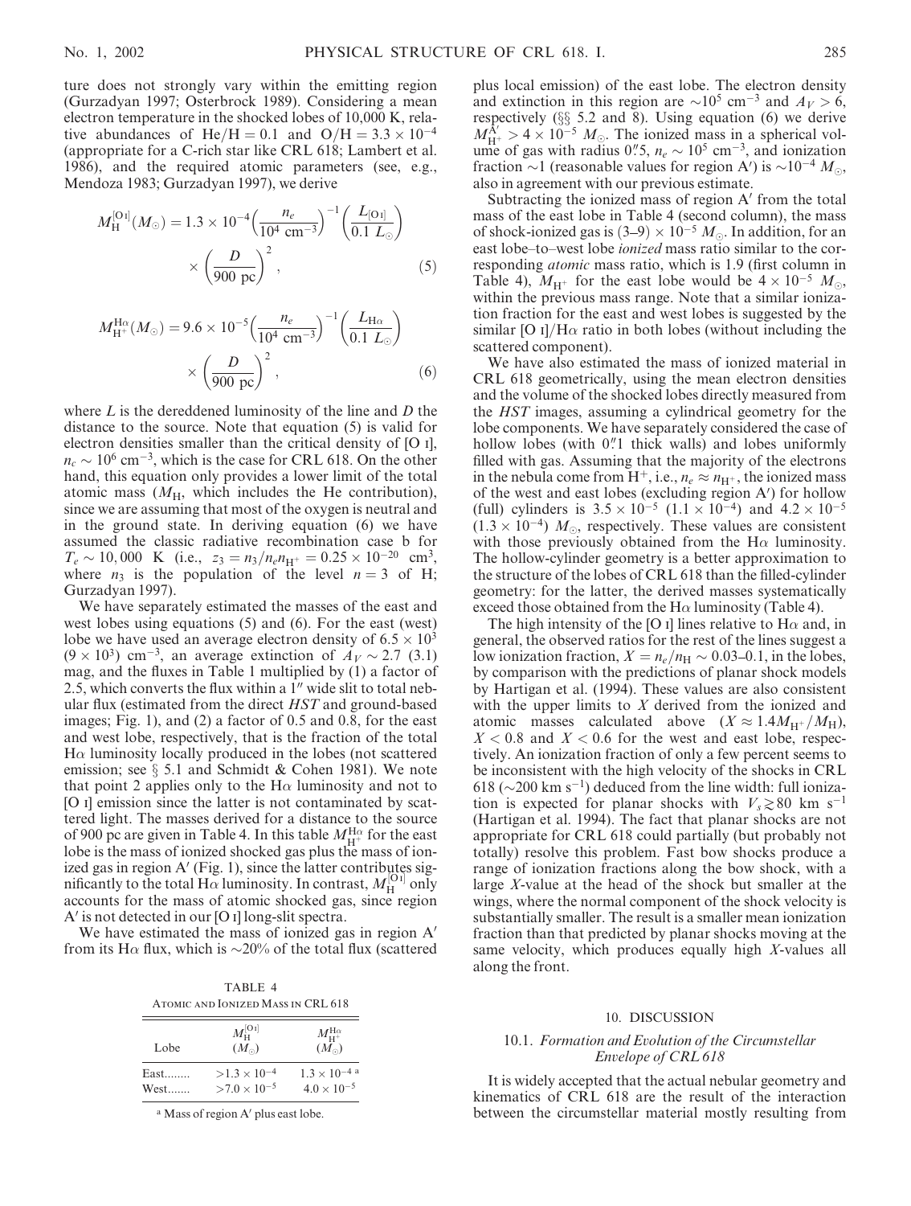ture does not strongly vary within the emitting region (Gurzadyan 1997; Osterbrock 1989). Considering a mean electron temperature in the shocked lobes of 10,000 K, relative abundances of He/H = 0.1 and O/H = $3.3 \times 10^{-4}$ (appropriate for a C-rich star like CRL 618; Lambert et al. 1986), and the required atomic parameters (see, e.g., Mendoza 1983; Gurzadyan 1997), we derive

$$M_{\rm H}^{[\rm O\,I]}(M_\odot) = 1.3 \times 10^{-4}\left(\frac{n_e}{10^4\ {\rm cm^{-3}}}\right)^{-1}\left(\frac{L_{[\rm O\,I]}}{0.1\ L_\odot}\right) \times \left(\frac{D}{900\ {\rm pc}}\right)^2 , \quad (5)$$

$$M_{\rm H^+}^{\rm H\alpha}(M_\odot) = 9.6 \times 10^{-5}\left(\frac{n_e}{10^4\ {\rm cm^{-3}}}\right)^{-1}\left(\frac{L_{\rm H\alpha}}{0.1\ L_\odot}\right) \times \left(\frac{D}{900\ {\rm pc}}\right)^2 , \quad (6)$$

where $L$ is the dereddened luminosity of the line and $D$ the distance to the source. Note that equation (5) is valid for electron densities smaller than the critical density of [O I], $n_c \sim 10^6$ cm$^{-3}$, which is the case for CRL 618. On the other hand, this equation only provides a lower limit of the total atomic mass ($M_{\rm H}$, which includes the He contribution), since we are assuming that most of the oxygen is neutral and in the ground state. In deriving equation (6) we have assumed the classic radiative recombination case b for $T_e \sim 10{,}000$ K (i.e., $z_3 = n_3/n_e n_{\rm H^+} = 0.25 \times 10^{-20}$ cm$^3$, where $n_3$ is the population of the level $n = 3$ of H; Gurzadyan 1997).

We have separately estimated the masses of the east and west lobes using equations (5) and (6). For the east (west) lobe we have used an average electron density of $6.5 \times 10^3$ ($9 \times 10^3$) cm$^{-3}$, an average extinction of $A_V \sim 2.7$ (3.1) mag, and the fluxes in Table 1 multiplied by (1) a factor of 2.5, which converts the flux within a 1″ wide slit to total nebular flux (estimated from the direct *HST* and ground-based images; Fig. 1), and (2) a factor of 0.5 and 0.8, for the east and west lobe, respectively, that is the fraction of the total Hα luminosity locally produced in the lobes (not scattered emission; see § 5.1 and Schmidt & Cohen 1981). We note that point 2 applies only to the Hα luminosity and not to [O I] emission since the latter is not contaminated by scattered light. The masses derived for a distance to the source of 900 pc are given in Table 4. In this table $M_{\rm H^+}^{\rm H\alpha}$ for the east lobe is the mass of ionized shocked gas plus the mass of ionized gas in region A′ (Fig. 1), since the latter contributes significantly to the total Hα luminosity. In contrast, $M_{\rm H}^{[\rm O\,I]}$ only accounts for the mass of atomic shocked gas, since region A′ is not detected in our [O I] long-slit spectra.

We have estimated the mass of ionized gas in region A′ from its Hα flux, which is ~20% of the total flux (scattered plus local emission) of the east lobe. The electron density and extinction in this region are $\sim 10^5$ cm$^{-3}$ and $A_V > 6$, respectively (§§ 5.2 and 8). Using equation (6) we derive $M_{\rm H^+}^{\rm A'} > 4 \times 10^{-5}\ M_\odot$. The ionized mass in a spherical volume of gas with radius 0″.5, $n_e \sim 10^5$ cm$^{-3}$, and ionization fraction ~1 (reasonable values for region A′) is $\sim 10^{-4}\ M_\odot$, also in agreement with our previous estimate.

Subtracting the ionized mass of region A′ from the total mass of the east lobe in Table 4 (second column), the mass of shock-ionized gas is $(3\text{–}9) \times 10^{-5}\ M_\odot$. In addition, for an east lobe–to–west lobe *ionized* mass ratio similar to the corresponding *atomic* mass ratio, which is 1.9 (first column in Table 4), $M_{\rm H^+}$ for the east lobe would be $4 \times 10^{-5}\ M_\odot$, within the previous mass range. Note that a similar ionization fraction for the east and west lobes is suggested by the similar [O I]/Hα ratio in both lobes (without including the scattered component).

We have also estimated the mass of ionized material in CRL 618 geometrically, using the mean electron densities and the volume of the shocked lobes directly measured from the *HST* images, assuming a cylindrical geometry for the lobe components. We have separately considered the case of hollow lobes (with 0″.1 thick walls) and lobes uniformly filled with gas. Assuming that the majority of the electrons in the nebula come from H$^+$, i.e., $n_e \approx n_{\rm H^+}$, the ionized mass of the west and east lobes (excluding region A′) for hollow (full) cylinders is $3.5 \times 10^{-5}$ ($1.1 \times 10^{-4}$) and $4.2 \times 10^{-5}$ ($1.3 \times 10^{-4}$) $M_\odot$, respectively. These values are consistent with those previously obtained from the Hα luminosity. The hollow-cylinder geometry is a better approximation to the structure of the lobes of CRL 618 than the filled-cylinder geometry: for the latter, the derived masses systematically exceed those obtained from the Hα luminosity (Table 4).

The high intensity of the [O I] lines relative to Hα and, in general, the observed ratios for the rest of the lines suggest a low ionization fraction, $X = n_e/n_{\rm H} \sim 0.03\text{–}0.1$, in the lobes, by comparison with the predictions of planar shock models by Hartigan et al. (1994). These values are also consistent with the upper limits to $X$ derived from the ionized and atomic masses calculated above ($X \approx 1.4 M_{\rm H^+}/M_{\rm H}$), $X < 0.8$ and $X < 0.6$ for the west and east lobe, respectively. An ionization fraction of only a few percent seems to be inconsistent with the high velocity of the shocks in CRL 618 (~200 km s$^{-1}$) deduced from the line width: full ionization is expected for planar shocks with $V_s \gtrsim 80$ km s$^{-1}$ (Hartigan et al. 1994). The fact that planar shocks are not appropriate for CRL 618 could partially (but probably not totally) resolve this problem. Fast bow shocks produce a range of ionization fractions along the bow shock, with a large $X$-value at the head of the shock but smaller at the wings, where the normal component of the shock velocity is substantially smaller. The result is a smaller mean ionization fraction than that predicted by planar shocks moving at the same velocity, which produces equally high $X$-values all along the front.

TABLE 4
Atomic and Ionized Mass in CRL 618

| Lobe | $M_{\rm H}^{[\rm O\,I]}$ ($M_\odot$) | $M_{\rm H^+}^{\rm H\alpha}$ ($M_\odot$) |
|---|---|---|
| East........ | $>1.3 \times 10^{-4}$ | $1.3 \times 10^{-4}$ [a] |
| West....... | $>7.0 \times 10^{-5}$ | $4.0 \times 10^{-5}$ |

[a] Mass of region A′ plus east lobe.

## 10. DISCUSSION

### 10.1. *Formation and Evolution of the Circumstellar Envelope of CRL 618*

It is widely accepted that the actual nebular geometry and kinematics of CRL 618 are the result of the interaction between the circumstellar material mostly resulting from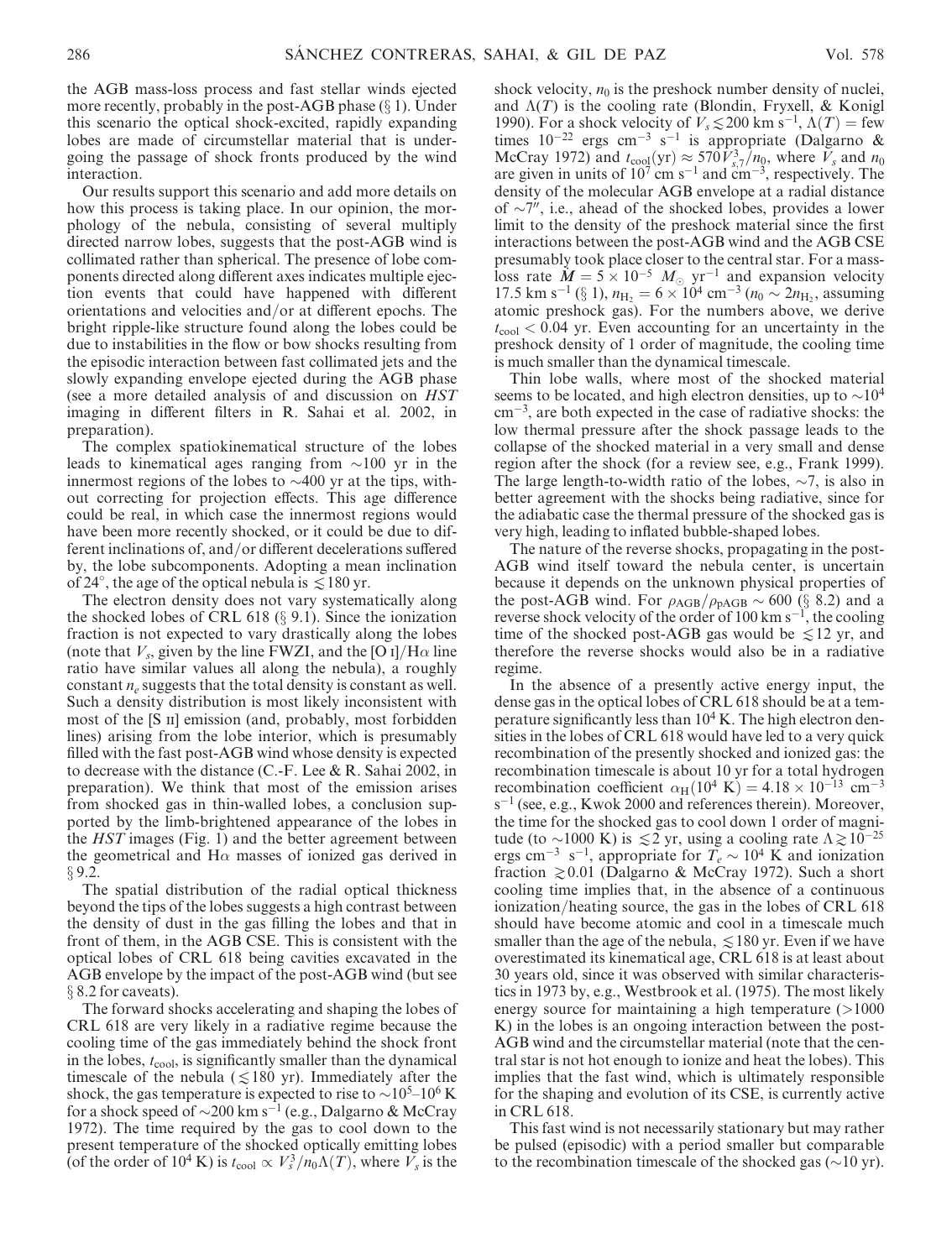the AGB mass-loss process and fast stellar winds ejected more recently, probably in the post-AGB phase (§ 1). Under this scenario the optical shock-excited, rapidly expanding lobes are made of circumstellar material that is undergoing the passage of shock fronts produced by the wind interaction.

Our results support this scenario and add more details on how this process is taking place. In our opinion, the morphology of the nebula, consisting of several multiply directed narrow lobes, suggests that the post-AGB wind is collimated rather than spherical. The presence of lobe components directed along different axes indicates multiple ejection events that could have happened with different orientations and velocities and/or at different epochs. The bright ripple-like structure found along the lobes could be due to instabilities in the flow or bow shocks resulting from the episodic interaction between fast collimated jets and the slowly expanding envelope ejected during the AGB phase (see a more detailed analysis of and discussion on *HST* imaging in different filters in R. Sahai et al. 2002, in preparation).

The complex spatiokinematical structure of the lobes leads to kinematical ages ranging from $\sim$100 yr in the innermost regions of the lobes to $\sim$400 yr at the tips, without correcting for projection effects. This age difference could be real, in which case the innermost regions would have been more recently shocked, or it could be due to different inclinations of, and/or different decelerations suffered by, the lobe subcomponents. Adopting a mean inclination of 24°, the age of the optical nebula is $\lesssim$180 yr.

The electron density does not vary systematically along the shocked lobes of CRL 618 (§ 9.1). Since the ionization fraction is not expected to vary drastically along the lobes (note that $V_s$, given by the line FWZI, and the [O I]/H$\alpha$ line ratio have similar values all along the nebula), a roughly constant $n_e$ suggests that the total density is constant as well. Such a density distribution is most likely inconsistent with most of the [S II] emission (and, probably, most forbidden lines) arising from the lobe interior, which is presumably filled with the fast post-AGB wind whose density is expected to decrease with the distance (C.-F. Lee & R. Sahai 2002, in preparation). We think that most of the emission arises from shocked gas in thin-walled lobes, a conclusion supported by the limb-brightened appearance of the lobes in the *HST* images (Fig. 1) and the better agreement between the geometrical and H$\alpha$ masses of ionized gas derived in § 9.2.

The spatial distribution of the radial optical thickness beyond the tips of the lobes suggests a high contrast between the density of dust in the gas filling the lobes and that in front of them, in the AGB CSE. This is consistent with the optical lobes of CRL 618 being cavities excavated in the AGB envelope by the impact of the post-AGB wind (but see § 8.2 for caveats).

The forward shocks accelerating and shaping the lobes of CRL 618 are very likely in a radiative regime because the cooling time of the gas immediately behind the shock front in the lobes, $t_{\rm cool}$, is significantly smaller than the dynamical timescale of the nebula ($\lesssim$180 yr). Immediately after the shock, the gas temperature is expected to rise to $\sim$10$^5$–10$^6$ K for a shock speed of $\sim$200 km s$^{-1}$ (e.g., Dalgarno & McCray 1972). The time required by the gas to cool down to the present temperature of the shocked optically emitting lobes (of the order of 10$^4$ K) is $t_{\rm cool} \propto V_s^3/n_0\Lambda(T)$, where $V_s$ is the shock velocity, $n_0$ is the preshock number density of nuclei, and $\Lambda(T)$ is the cooling rate (Blondin, Fryxell, & Konigl 1990). For a shock velocity of $V_s \lesssim 200$ km s$^{-1}$, $\Lambda(T)$ = few times 10$^{-22}$ ergs cm$^{-3}$ s$^{-1}$ is appropriate (Dalgarno & McCray 1972) and $t_{\rm cool}({\rm yr}) \approx 570 V_{s,7}^3/n_0$, where $V_s$ and $n_0$ are given in units of 10$^7$ cm s$^{-1}$ and cm$^{-3}$, respectively. The density of the molecular AGB envelope at a radial distance of $\sim$7'', i.e., ahead of the shocked lobes, provides a lower limit to the density of the preshock material since the first interactions between the post-AGB wind and the AGB CSE presumably took place closer to the central star. For a mass-loss rate $\dot{M} = 5 \times 10^{-5}$ $M_\odot$ yr$^{-1}$ and expansion velocity 17.5 km s$^{-1}$ (§ 1), $n_{\rm H_2} = 6 \times 10^4$ cm$^{-3}$ ($n_0 \sim 2n_{\rm H_2}$, assuming atomic preshock gas). For the numbers above, we derive $t_{\rm cool} < 0.04$ yr. Even accounting for an uncertainty in the preshock density of 1 order of magnitude, the cooling time is much smaller than the dynamical timescale.

Thin lobe walls, where most of the shocked material seems to be located, and high electron densities, up to $\sim$10$^4$ cm$^{-3}$, are both expected in the case of radiative shocks: the low thermal pressure after the shock passage leads to the collapse of the shocked material in a very small and dense region after the shock (for a review see, e.g., Frank 1999). The large length-to-width ratio of the lobes, $\sim$7, is also in better agreement with the shocks being radiative, since for the adiabatic case the thermal pressure of the shocked gas is very high, leading to inflated bubble-shaped lobes.

The nature of the reverse shocks, propagating in the post-AGB wind itself toward the nebula center, is uncertain because it depends on the unknown physical properties of the post-AGB wind. For $\rho_{\rm AGB}/\rho_{\rm pAGB} \sim 600$ (§ 8.2) and a reverse shock velocity of the order of 100 km s$^{-1}$, the cooling time of the shocked post-AGB gas would be $\lesssim$12 yr, and therefore the reverse shocks would also be in a radiative regime.

In the absence of a presently active energy input, the dense gas in the optical lobes of CRL 618 should be at a temperature significantly less than 10$^4$ K. The high electron densities in the lobes of CRL 618 would have led to a very quick recombination of the presently shocked and ionized gas: the recombination timescale is about 10 yr for a total hydrogen recombination coefficient $\alpha_{\rm H}(10^4~{\rm K}) = 4.18 \times 10^{-13}$ cm$^{-3}$ s$^{-1}$ (see, e.g., Kwok 2000 and references therein). Moreover, the time for the shocked gas to cool down 1 order of magnitude (to $\sim$1000 K) is $\lesssim$2 yr, using a cooling rate $\Lambda \gtrsim 10^{-25}$ ergs cm$^{-3}$ s$^{-1}$, appropriate for $T_e \sim 10^4$ K and ionization fraction $\gtrsim$0.01 (Dalgarno & McCray 1972). Such a short cooling time implies that, in the absence of a continuous ionization/heating source, the gas in the lobes of CRL 618 should have become atomic and cool in a timescale much smaller than the age of the nebula, $\lesssim$180 yr. Even if we have overestimated its kinematical age, CRL 618 is at least about 30 years old, since it was observed with similar characteristics in 1973 by, e.g., Westbrook et al. (1975). The most likely energy source for maintaining a high temperature (>1000 K) in the lobes is an ongoing interaction between the post-AGB wind and the circumstellar material (note that the central star is not hot enough to ionize and heat the lobes). This implies that the fast wind, which is ultimately responsible for the shaping and evolution of its CSE, is currently active in CRL 618.

This fast wind is not necessarily stationary but may rather be pulsed (episodic) with a period smaller but comparable to the recombination timescale of the shocked gas ($\sim$10 yr).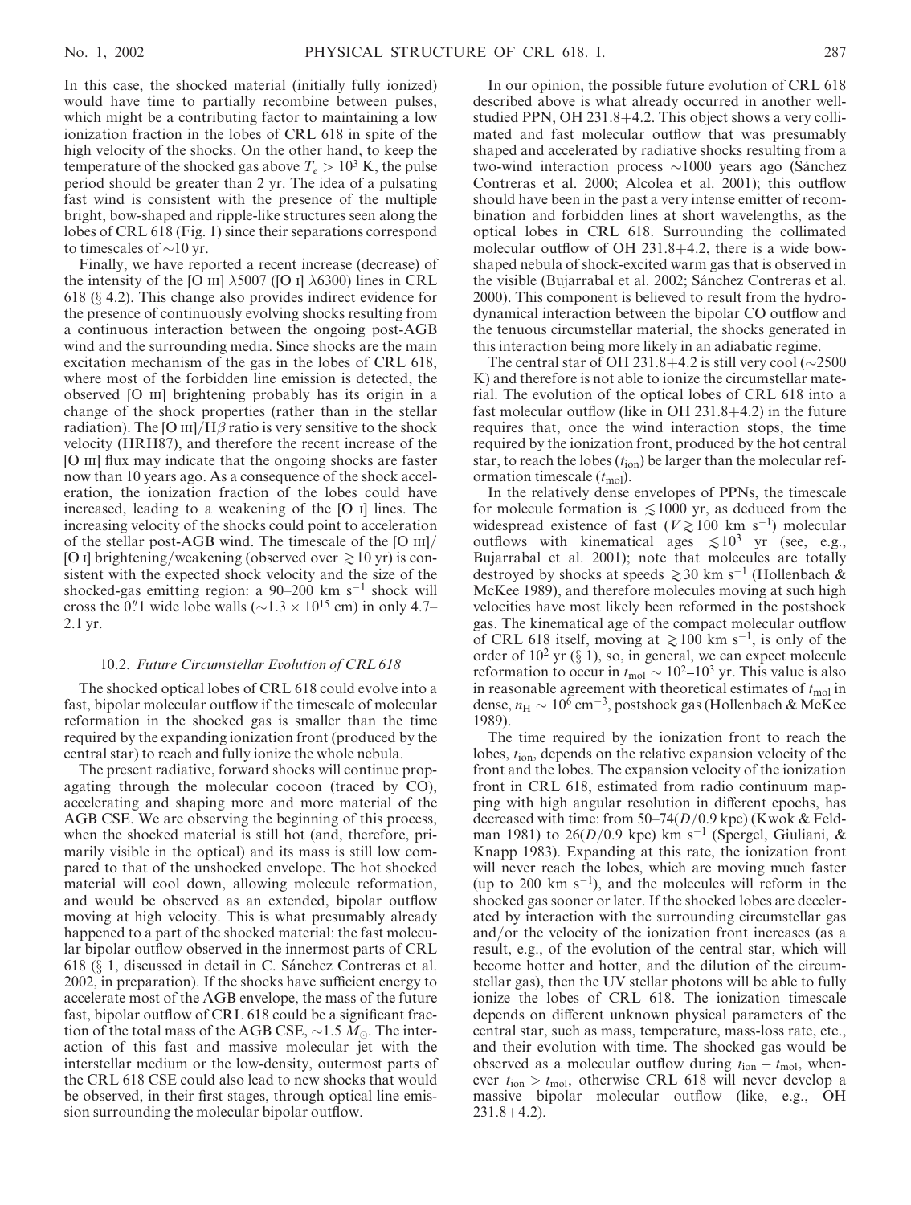In this case, the shocked material (initially fully ionized) would have time to partially recombine between pulses, which might be a contributing factor to maintaining a low ionization fraction in the lobes of CRL 618 in spite of the high velocity of the shocks. On the other hand, to keep the temperature of the shocked gas above $T_e > 10^3$ K, the pulse period should be greater than 2 yr. The idea of a pulsating fast wind is consistent with the presence of the multiple bright, bow-shaped and ripple-like structures seen along the lobes of CRL 618 (Fig. 1) since their separations correspond to timescales of ~10 yr.

Finally, we have reported a recent increase (decrease) of the intensity of the [O III] λ5007 ([O I] λ6300) lines in CRL 618 (§ 4.2). This change also provides indirect evidence for the presence of continuously evolving shocks resulting from a continuous interaction between the ongoing post-AGB wind and the surrounding media. Since shocks are the main excitation mechanism of the gas in the lobes of CRL 618, where most of the forbidden line emission is detected, the observed [O III] brightening probably has its origin in a change of the shock properties (rather than in the stellar radiation). The [O III]/Hβ ratio is very sensitive to the shock velocity (HRH87), and therefore the recent increase of the [O III] flux may indicate that the ongoing shocks are faster now than 10 years ago. As a consequence of the shock acceleration, the ionization fraction of the lobes could have increased, leading to a weakening of the [O I] lines. The increasing velocity of the shocks could point to acceleration of the stellar post-AGB wind. The timescale of the [O III]/[O I] brightening/weakening (observed over ≳10 yr) is consistent with the expected shock velocity and the size of the shocked-gas emitting region: a 90–200 km s$^{-1}$ shock will cross the 0.″1 wide lobe walls (~$1.3 \times 10^{15}$ cm) in only 4.7–2.1 yr.

### 10.2. *Future Circumstellar Evolution of CRL 618*

The shocked optical lobes of CRL 618 could evolve into a fast, bipolar molecular outflow if the timescale of molecular reformation in the shocked gas is smaller than the time required by the expanding ionization front (produced by the central star) to reach and fully ionize the whole nebula.

The present radiative, forward shocks will continue propagating through the molecular cocoon (traced by CO), accelerating and shaping more and more material of the AGB CSE. We are observing the beginning of this process, when the shocked material is still hot (and, therefore, primarily visible in the optical) and its mass is still low compared to that of the unshocked envelope. The hot shocked material will cool down, allowing molecule reformation, and would be observed as an extended, bipolar outflow moving at high velocity. This is what presumably already happened to a part of the shocked material: the fast molecular bipolar outflow observed in the innermost parts of CRL 618 (§ 1, discussed in detail in C. Sánchez Contreras et al. 2002, in preparation). If the shocks have sufficient energy to accelerate most of the AGB envelope, the mass of the future fast, bipolar outflow of CRL 618 could be a significant fraction of the total mass of the AGB CSE, ~1.5 $M_\odot$. The interaction of this fast and massive molecular jet with the interstellar medium or the low-density, outermost parts of the CRL 618 CSE could also lead to new shocks that would be observed, in their first stages, through optical line emission surrounding the molecular bipolar outflow.

In our opinion, the possible future evolution of CRL 618 described above is what already occurred in another well-studied PPN, OH 231.8+4.2. This object shows a very collimated and fast molecular outflow that was presumably shaped and accelerated by radiative shocks resulting from a two-wind interaction process ~1000 years ago (Sánchez Contreras et al. 2000; Alcolea et al. 2001); this outflow should have been in the past a very intense emitter of recombination and forbidden lines at short wavelengths, as the optical lobes in CRL 618. Surrounding the collimated molecular outflow of OH 231.8+4.2, there is a wide bow-shaped nebula of shock-excited warm gas that is observed in the visible (Bujarrabal et al. 2002; Sánchez Contreras et al. 2000). This component is believed to result from the hydrodynamical interaction between the bipolar CO outflow and the tenuous circumstellar material, the shocks generated in this interaction being more likely in an adiabatic regime.

The central star of OH 231.8+4.2 is still very cool (~2500 K) and therefore is not able to ionize the circumstellar material. The evolution of the optical lobes of CRL 618 into a fast molecular outflow (like in OH 231.8+4.2) in the future requires that, once the wind interaction stops, the time required by the ionization front, produced by the hot central star, to reach the lobes ($t_{\rm ion}$) be larger than the molecular reformation timescale ($t_{\rm mol}$).

In the relatively dense envelopes of PPNs, the timescale for molecule formation is ≲1000 yr, as deduced from the widespread existence of fast ($V \gtrsim 100$ km s$^{-1}$) molecular outflows with kinematical ages ≲$10^3$ yr (see, e.g., Bujarrabal et al. 2001); note that molecules are totally destroyed by shocks at speeds ≳30 km s$^{-1}$ (Hollenbach & McKee 1989), and therefore molecules moving at such high velocities have most likely been reformed in the postshock gas. The kinematical age of the compact molecular outflow of CRL 618 itself, moving at ≳100 km s$^{-1}$, is only of the order of $10^2$ yr (§ 1), so, in general, we can expect molecule reformation to occur in $t_{\rm mol} \sim 10^2$–$10^3$ yr. This value is also in reasonable agreement with theoretical estimates of $t_{\rm mol}$ in dense, $n_{\rm H} \sim 10^6$ cm$^{-3}$, postshock gas (Hollenbach & McKee 1989).

The time required by the ionization front to reach the lobes, $t_{\rm ion}$, depends on the relative expansion velocity of the front and the lobes. The expansion velocity of the ionization front in CRL 618, estimated from radio continuum mapping with high angular resolution in different epochs, has decreased with time: from 50–74($D$/0.9 kpc) (Kwok & Feldman 1981) to 26($D$/0.9 kpc) km s$^{-1}$ (Spergel, Giuliani, & Knapp 1983). Expanding at this rate, the ionization front will never reach the lobes, which are moving much faster (up to 200 km s$^{-1}$), and the molecules will reform in the shocked gas sooner or later. If the shocked lobes are decelerated by interaction with the surrounding circumstellar gas and/or the velocity of the ionization front increases (as a result, e.g., of the evolution of the central star, which will become hotter and hotter, and the dilution of the circumstellar gas), then the UV stellar photons will be able to fully ionize the lobes of CRL 618. The ionization timescale depends on different unknown physical parameters of the central star, such as mass, temperature, mass-loss rate, etc., and their evolution with time. The shocked gas would be observed as a molecular outflow during $t_{\rm ion} - t_{\rm mol}$, whenever $t_{\rm ion} > t_{\rm mol}$, otherwise CRL 618 will never develop a massive bipolar molecular outflow (like, e.g., OH 231.8+4.2).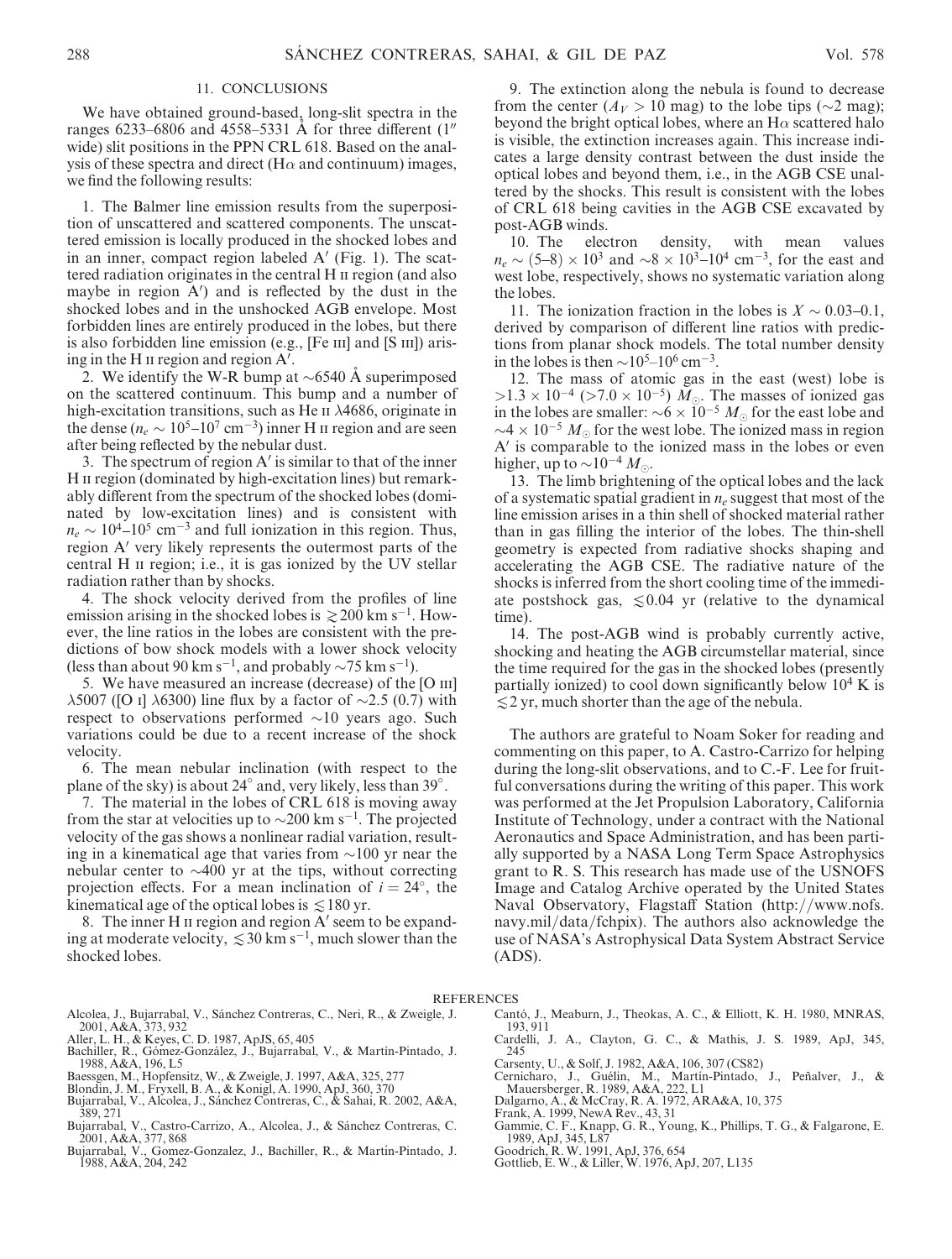## 11. CONCLUSIONS

We have obtained ground-based, long-slit spectra in the ranges 6233–6806 and 4558–5331 Å for three different (1″ wide) slit positions in the PPN CRL 618. Based on the analysis of these spectra and direct (Hα and continuum) images, we find the following results:

1. The Balmer line emission results from the superposition of unscattered and scattered components. The unscattered emission is locally produced in the shocked lobes and in an inner, compact region labeled A′ (Fig. 1). The scattered radiation originates in the central H II region (and also maybe in region A′) and is reflected by the dust in the shocked lobes and in the unshocked AGB envelope. Most forbidden lines are entirely produced in the lobes, but there is also forbidden line emission (e.g., [Fe III] and [S III]) arising in the H II region and region A′.

2. We identify the W-R bump at ~6540 Å superimposed on the scattered continuum. This bump and a number of high-excitation transitions, such as He II λ4686, originate in the dense ($n_e \sim 10^5$–$10^7$ cm$^{-3}$) inner H II region and are seen after being reflected by the nebular dust.

3. The spectrum of region A′ is similar to that of the inner H II region (dominated by high-excitation lines) but remarkably different from the spectrum of the shocked lobes (dominated by low-excitation lines) and is consistent with $n_e \sim 10^4$–$10^5$ cm$^{-3}$ and full ionization in this region. Thus, region A′ very likely represents the outermost parts of the central H II region; i.e., it is gas ionized by the UV stellar radiation rather than by shocks.

4. The shock velocity derived from the profiles of line emission arising in the shocked lobes is $\gtrsim 200$ km s$^{-1}$. However, the line ratios in the lobes are consistent with the predictions of bow shock models with a lower shock velocity (less than about 90 km s$^{-1}$, and probably ~75 km s$^{-1}$).

5. We have measured an increase (decrease) of the [O III] λ5007 ([O I] λ6300) line flux by a factor of ~2.5 (0.7) with respect to observations performed ~10 years ago. Such variations could be due to a recent increase of the shock velocity.

6. The mean nebular inclination (with respect to the plane of the sky) is about 24° and, very likely, less than 39°.

7. The material in the lobes of CRL 618 is moving away from the star at velocities up to ~200 km s$^{-1}$. The projected velocity of the gas shows a nonlinear radial variation, resulting in a kinematical age that varies from ~100 yr near the nebular center to ~400 yr at the tips, without correcting projection effects. For a mean inclination of $i = 24°$, the kinematical age of the optical lobes is $\lesssim 180$ yr.

8. The inner H II region and region A′ seem to be expanding at moderate velocity, $\lesssim 30$ km s$^{-1}$, much slower than the shocked lobes.

9. The extinction along the nebula is found to decrease from the center ($A_V > 10$ mag) to the lobe tips (~2 mag); beyond the bright optical lobes, where an Hα scattered halo is visible, the extinction increases again. This increase indicates a large density contrast between the dust inside the optical lobes and beyond them, i.e., in the AGB CSE unaltered by the shocks. This result is consistent with the lobes of CRL 618 being cavities in the AGB CSE excavated by post-AGB winds.

10. The electron density, with mean values $n_e \sim (5$–$8) \times 10^3$ and $\sim 8 \times 10^3$–$10^4$ cm$^{-3}$, for the east and west lobe, respectively, shows no systematic variation along the lobes.

11. The ionization fraction in the lobes is $X \sim 0.03$–$0.1$, derived by comparison of different line ratios with predictions from planar shock models. The total number density in the lobes is then $\sim 10^5$–$10^6$ cm$^{-3}$.

12. The mass of atomic gas in the east (west) lobe is $>1.3 \times 10^{-4}$ ($>7.0 \times 10^{-5}$) $M_\odot$. The masses of ionized gas in the lobes are smaller: $\sim 6 \times 10^{-5}$ $M_\odot$ for the east lobe and $\sim 4 \times 10^{-5}$ $M_\odot$ for the west lobe. The ionized mass in region A′ is comparable to the ionized mass in the lobes or even higher, up to $\sim 10^{-4}$ $M_\odot$.

13. The limb brightening of the optical lobes and the lack of a systematic spatial gradient in $n_e$ suggest that most of the line emission arises in a thin shell of shocked material rather than in gas filling the interior of the lobes. The thin-shell geometry is expected from radiative shocks shaping and accelerating the AGB CSE. The radiative nature of the shocks is inferred from the short cooling time of the immediate postshock gas, $\lesssim 0.04$ yr (relative to the dynamical time).

14. The post-AGB wind is probably currently active, shocking and heating the AGB circumstellar material, since the time required for the gas in the shocked lobes (presently partially ionized) to cool down significantly below $10^4$ K is $\lesssim 2$ yr, much shorter than the age of the nebula.

The authors are grateful to Noam Soker for reading and commenting on this paper, to A. Castro-Carrizo for helping during the long-slit observations, and to C.-F. Lee for fruitful conversations during the writing of this paper. This work was performed at the Jet Propulsion Laboratory, California Institute of Technology, under a contract with the National Aeronautics and Space Administration, and has been partially supported by a NASA Long Term Space Astrophysics grant to R. S. This research has made use of the USNOFS Image and Catalog Archive operated by the United States Naval Observatory, Flagstaff Station (http://www.nofs.navy.mil/data/fchpix). The authors also acknowledge the use of NASA's Astrophysical Data System Abstract Service (ADS).

## REFERENCES

Alcolea, J., Bujarrabal, V., Sánchez Contreras, C., Neri, R., & Zweigle, J. 2001, A&A, 373, 932
Aller, L. H., & Keyes, C. D. 1987, ApJS, 65, 405
Bachiller, R., Gómez-González, J., Bujarrabal, V., & Martín-Pintado, J. 1988, A&A, 196, L5
Baessgen, M., Hopfensitz, W., & Zweigle, J. 1997, A&A, 325, 277
Blondin, J. M., Fryxell, B. A., & Konigl, A. 1990, ApJ, 360, 370
Bujarrabal, V., Alcolea, J., Sánchez Contreras, C., & Sahai, R. 2002, A&A, 389, 271
Bujarrabal, V., Castro-Carrizo, A., Alcolea, J., & Sánchez Contreras, C. 2001, A&A, 377, 868
Bujarrabal, V., Gomez-Gonzalez, J., Bachiller, R., & Martín-Pintado, J. 1988, A&A, 204, 242
Cantó, J., Meaburn, J., Theokas, A. C., & Elliott, K. H. 1980, MNRAS, 193, 911
Cardelli, J. A., Clayton, G. C., & Mathis, J. S. 1989, ApJ, 345, 245
Carsenty, U., & Solf, J. 1982, A&A, 106, 307 (CS82)
Cernicharo, J., Guélin, M., Martín-Pintado, J., Peñalver, J., & Mauersberger, R. 1989, A&A, 222, L1
Dalgarno, A., & McCray, R. A. 1972, ARA&A, 10, 375
Frank, A. 1999, NewA Rev., 43, 31
Gammie, C. F., Knapp, G. R., Young, K., Phillips, T. G., & Falgarone, E. 1989, ApJ, 345, L87
Goodrich, R. W. 1991, ApJ, 376, 654
Gottlieb, E. W., & Liller, W. 1976, ApJ, 207, L135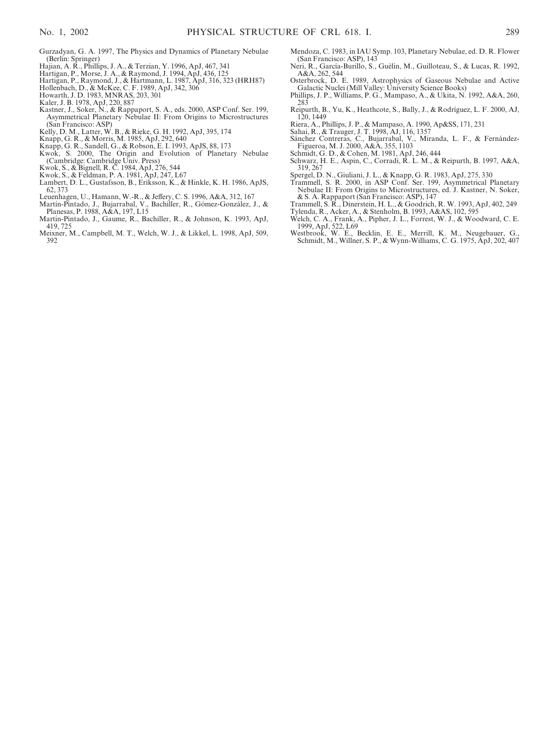Gurzadyan, G. A. 1997, The Physics and Dynamics of Planetary Nebulae (Berlin: Springer)
Hajian, A. R., Phillips, J. A., & Terzian, Y. 1996, ApJ, 467, 341
Hartigan, P., Morse, J. A., & Raymond, J. 1994, ApJ, 436, 125
Hartigan, P., Raymond, J., & Hartmann, L. 1987, ApJ, 316, 323 (HRH87)
Hollenbach, D., & McKee, C. F. 1989, ApJ, 342, 306
Howarth, J. D. 1983, MNRAS, 203, 301
Kaler, J. B. 1978, ApJ, 220, 887
Kastner, J., Soker, N., & Rappaport, S. A., eds. 2000, ASP Conf. Ser. 199, Asymmetrical Planetary Nebulae II: From Origins to Microstructures (San Francisco: ASP)
Kelly, D. M., Latter, W. B., & Rieke, G. H. 1992, ApJ, 395, 174
Knapp, G. R., & Morris, M. 1985, ApJ, 292, 640
Knapp, G. R., Sandell, G., & Robson, E. I. 1993, ApJS, 88, 173
Kwok, S. 2000, The Origin and Evolution of Planetary Nebulae (Cambridge: Cambridge Univ. Press)
Kwok, S., & Bignell, R. C. 1984, ApJ, 276, 544
Kwok, S., & Feldman, P. A. 1981, ApJ, 247, L67
Lambert, D. L., Gustafsson, B., Eriksson, K., & Hinkle, K. H. 1986, ApJS, 62, 373
Leuenhagen, U., Hamann, W.-R., & Jeffery, C. S. 1996, A&A, 312, 167
Martín-Pintado, J., Bujarrabal, V., Bachiller, R., Gómez-González, J., & Planesas, P. 1988, A&A, 197, L15
Martín-Pintado, J., Gaume, R., Bachiller, R., & Johnson, K. 1993, ApJ, 419, 725
Meixner, M., Campbell, M. T., Welch, W. J., & Likkel, L. 1998, ApJ, 509, 392
Mendoza, C. 1983, in IAU Symp. 103, Planetary Nebulae, ed. D. R. Flower (San Francisco: ASP), 143
Neri, R., García-Burillo, S., Guèlin, M., Guilloteau, S., & Lucas, R. 1992, A&A, 262, 544
Osterbrock, D. E. 1989, Astrophysics of Gaseous Nebulae and Active Galactic Nuclei (Mill Valley: University Science Books)
Phillips, J. P., Williams, P. G., Mampaso, A., & Ukita, N. 1992, A&A, 260, 283
Reipurth, B., Yu, K., Heathcote, S., Bally, J., & Rodríguez, L. F. 2000, AJ, 120, 1449
Riera, A., Phillips, J. P., & Mampaso, A. 1990, Ap&SS, 171, 231
Sahai, R., & Trauger, J. T. 1998, AJ, 116, 1357
Sánchez Contreras, C., Bujarrabal, V., Miranda, L. F., & Fernández-Figueroa, M. J. 2000, A&A, 355, 1103
Schmidt, G. D., & Cohen, M. 1981, ApJ, 246, 444
Schwarz, H. E., Aspin, C., Corradi, R. L. M., & Reipurth, B. 1997, A&A, 319, 267
Spergel, D. N., Giuliani, J. L., & Knapp, G. R. 1983, ApJ, 275, 330
Trammell, S. R. 2000, in ASP Conf. Ser. 199, Asymmetrical Planetary Nebulae II: From Origins to Microstructures, ed. J. Kastner, N. Soker, & S. A. Rappaport (San Francisco: ASP), 147
Trammell, S. R., Dinerstein, H. L., & Goodrich, R. W. 1993, ApJ, 402, 249
Tylenda, R., Acker, A., & Stenholm, B. 1993, A&AS, 102, 595
Welch, C. A., Frank, A., Pipher, J. L., Forrest, W. J., & Woodward, C. E. 1999, ApJ, 522, L69
Westbrook, W. E., Becklin, E. E., Merrill, K. M., Neugebauer, G., Schmidt, M., Willner, S. P., & Wynn-Williams, C. G. 1975, ApJ, 202, 407